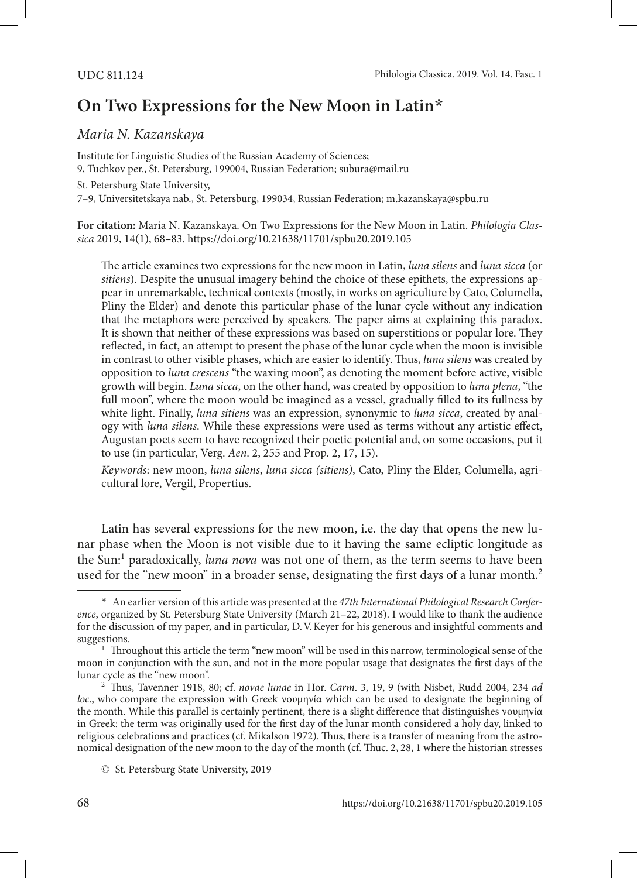# On Two Expressions for the New Moon in Latin*

*Maria N. Kazanskaya*

Institute for Linguistic Studies of the Russian Academy of Sciences;
9, Tuchkov per., St. Petersburg, 199004, Russian Federation; subura@mail.ru

St. Petersburg State University,
7–9, Universitetskaya nab., St. Petersburg, 199034, Russian Federation; m.kazanskaya@spbu.ru

**For citation:** Maria N. Kazanskaya. On Two Expressions for the New Moon in Latin. *Philologia Classica* 2019, 14(1), 68–83. https://doi.org/10.21638/11701/spbu20.2019.105

The article examines two expressions for the new moon in Latin, *luna silens* and *luna sicca* (or *sitiens*). Despite the unusual imagery behind the choice of these epithets, the expressions appear in unremarkable, technical contexts (mostly, in works on agriculture by Cato, Columella, Pliny the Elder) and denote this particular phase of the lunar cycle without any indication that the metaphors were perceived by speakers. The paper aims at explaining this paradox. It is shown that neither of these expressions was based on superstitions or popular lore. They reflected, in fact, an attempt to present the phase of the lunar cycle when the moon is invisible in contrast to other visible phases, which are easier to identify. Thus, *luna silens* was created by opposition to *luna crescens* "the waxing moon", as denoting the moment before active, visible growth will begin. *Luna sicca*, on the other hand, was created by opposition to *luna plena*, "the full moon", where the moon would be imagined as a vessel, gradually filled to its fullness by white light. Finally, *luna sitiens* was an expression, synonymic to *luna sicca*, created by analogy with *luna silens*. While these expressions were used as terms without any artistic effect, Augustan poets seem to have recognized their poetic potential and, on some occasions, put it to use (in particular, Verg. *Aen*. 2, 255 and Prop. 2, 17, 15).

*Keywords*: new moon, *luna silens*, *luna sicca (sitiens)*, Cato, Pliny the Elder, Columella, agricultural lore, Vergil, Propertius.

Latin has several expressions for the new moon, i.e. the day that opens the new lunar phase when the Moon is not visible due to it having the same ecliptic longitude as the Sun:[1] paradoxically, *luna nova* was not one of them, as the term seems to have been used for the "new moon" in a broader sense, designating the first days of a lunar month.[2]

---

\* An earlier version of this article was presented at the *47th International Philological Research Conference*, organized by St. Petersburg State University (March 21–22, 2018). I would like to thank the audience for the discussion of my paper, and in particular, D. V. Keyer for his generous and insightful comments and suggestions.

[1] Throughout this article the term "new moon" will be used in this narrow, terminological sense of the moon in conjunction with the sun, and not in the more popular usage that designates the first days of the lunar cycle as the "new moon".

[2] Thus, Tavenner 1918, 80; cf. *novae lunae* in Hor. *Carm*. 3, 19, 9 (with Nisbet, Rudd 2004, 234 *ad loc*., who compare the expression with Greek νουμηνία which can be used to designate the beginning of the month. While this parallel is certainly pertinent, there is a slight difference that distinguishes νουμηνία in Greek: the term was originally used for the first day of the lunar month considered a holy day, linked to religious celebrations and practices (cf. Mikalson 1972). Thus, there is a transfer of meaning from the astronomical designation of the new moon to the day of the month (cf. Thuc. 2, 28, 1 where the historian stresses

© St. Petersburg State University, 2019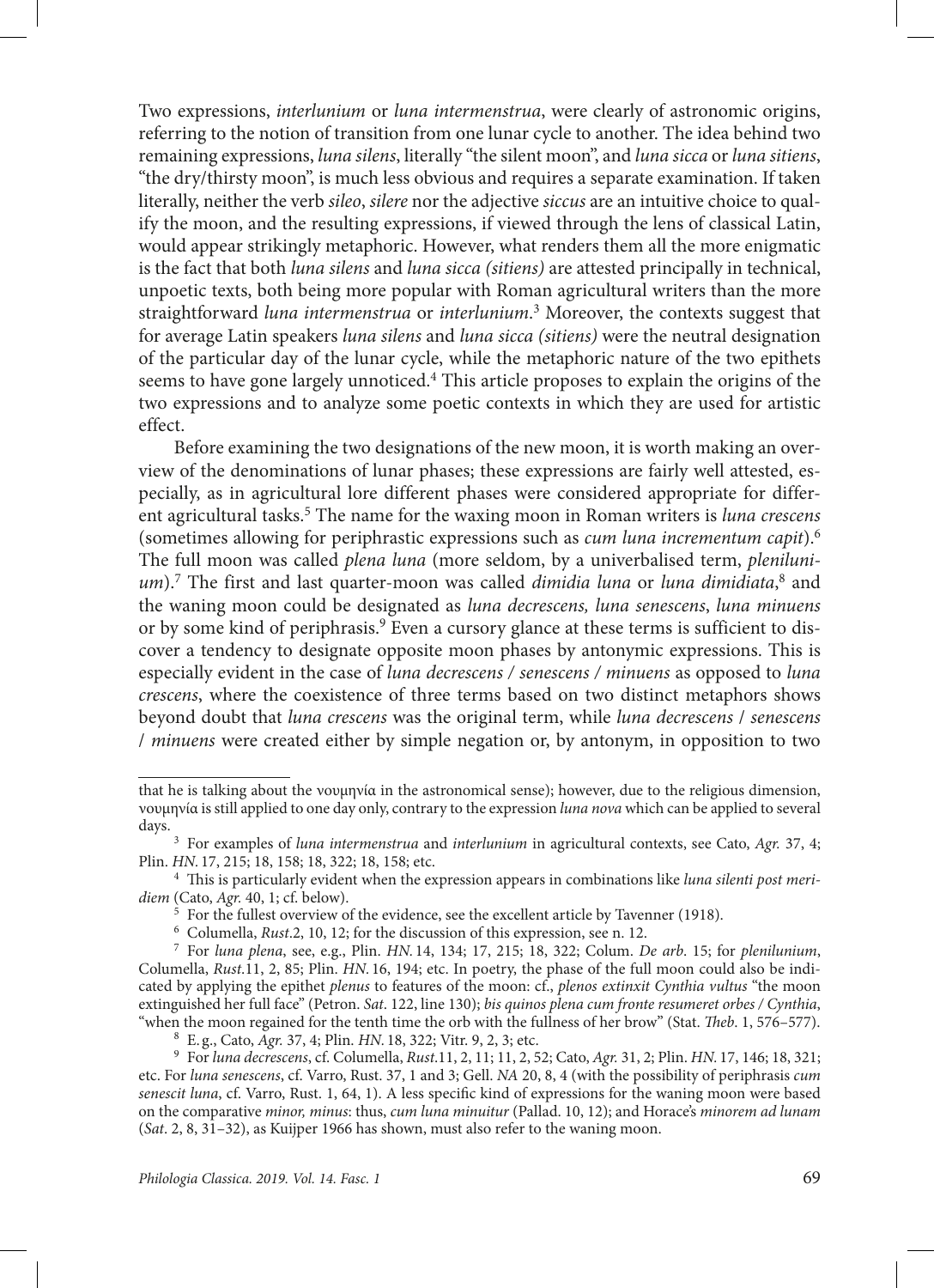Two expressions, *interlunium* or *luna intermenstrua*, were clearly of astronomic origins, referring to the notion of transition from one lunar cycle to another. The idea behind two remaining expressions, *luna silens*, literally "the silent moon", and *luna sicca* or *luna sitiens*, "the dry/thirsty moon", is much less obvious and requires a separate examination. If taken literally, neither the verb *sileo*, *silere* nor the adjective *siccus* are an intuitive choice to qualify the moon, and the resulting expressions, if viewed through the lens of classical Latin, would appear strikingly metaphoric. However, what renders them all the more enigmatic is the fact that both *luna silens* and *luna sicca (sitiens)* are attested principally in technical, unpoetic texts, both being more popular with Roman agricultural writers than the more straightforward *luna intermenstrua* or *interlunium*.[3] Moreover, the contexts suggest that for average Latin speakers *luna silens* and *luna sicca (sitiens)* were the neutral designation of the particular day of the lunar cycle, while the metaphoric nature of the two epithets seems to have gone largely unnoticed.[4] This article proposes to explain the origins of the two expressions and to analyze some poetic contexts in which they are used for artistic effect.

Before examining the two designations of the new moon, it is worth making an overview of the denominations of lunar phases; these expressions are fairly well attested, especially, as in agricultural lore different phases were considered appropriate for different agricultural tasks.[5] The name for the waxing moon in Roman writers is *luna crescens* (sometimes allowing for periphrastic expressions such as *cum luna incrementum capit*).[6] The full moon was called *plena luna* (more seldom, by a univerbalised term, *plenilunium*).[7] The first and last quarter-moon was called *dimidia luna* or *luna dimidiata*,[8] and the waning moon could be designated as *luna decrescens, luna senescens*, *luna minuens* or by some kind of periphrasis.[9] Even a cursory glance at these terms is sufficient to discover a tendency to designate opposite moon phases by antonymic expressions. This is especially evident in the case of *luna decrescens / senescens / minuens* as opposed to *luna crescens*, where the coexistence of three terms based on two distinct metaphors shows beyond doubt that *luna crescens* was the original term, while *luna decrescens / senescens / minuens* were created either by simple negation or, by antonym, in opposition to two

---

that he is talking about the νουμηνία in the astronomical sense); however, due to the religious dimension, νουμηνία is still applied to one day only, contrary to the expression *luna nova* which can be applied to several days.

[3] For examples of *luna intermenstrua* and *interlunium* in agricultural contexts, see Cato, *Agr.* 37, 4; Plin. *HN*. 17, 215; 18, 158; 18, 322; 18, 158; etc.

[4] This is particularly evident when the expression appears in combinations like *luna silenti post meridiem* (Cato, *Agr.* 40, 1; cf. below).

[5] For the fullest overview of the evidence, see the excellent article by Tavenner (1918).

[6] Columella, *Rust*.2, 10, 12; for the discussion of this expression, see n. 12.

[7] For *luna plena*, see, e.g., Plin. *HN*. 14, 134; 17, 215; 18, 322; Colum. *De arb*. 15; for *plenilunium*, Columella, *Rust*.11, 2, 85; Plin. *HN*. 16, 194; etc. In poetry, the phase of the full moon could also be indicated by applying the epithet *plenus* to features of the moon: cf., *plenos extinxit Cynthia vultus* "the moon extinguished her full face" (Petron. *Sat*. 122, line 130); *bis quinos plena cum fronte resumeret orbes / Cynthia*, "when the moon regained for the tenth time the orb with the fullness of her brow" (Stat. *Theb*. 1, 576–577).

[8] E. g., Cato, *Agr.* 37, 4; Plin. *HN*. 18, 322; Vitr. 9, 2, 3; etc.

[9] For *luna decrescens*, cf. Columella, *Rust*.11, 2, 11; 11, 2, 52; Cato, *Agr.* 31, 2; Plin. *HN*. 17, 146; 18, 321; etc. For *luna senescens*, cf. Varro, Rust. 37, 1 and 3; Gell. *NA* 20, 8, 4 (with the possibility of periphrasis *cum senescit luna*, cf. Varro, Rust. 1, 64, 1). A less specific kind of expressions for the waning moon were based on the comparative *minor, minus*: thus, *cum luna minuitur* (Pallad. 10, 12); and Horace's *minorem ad lunam* (*Sat*. 2, 8, 31–32), as Kuijper 1966 has shown, must also refer to the waning moon.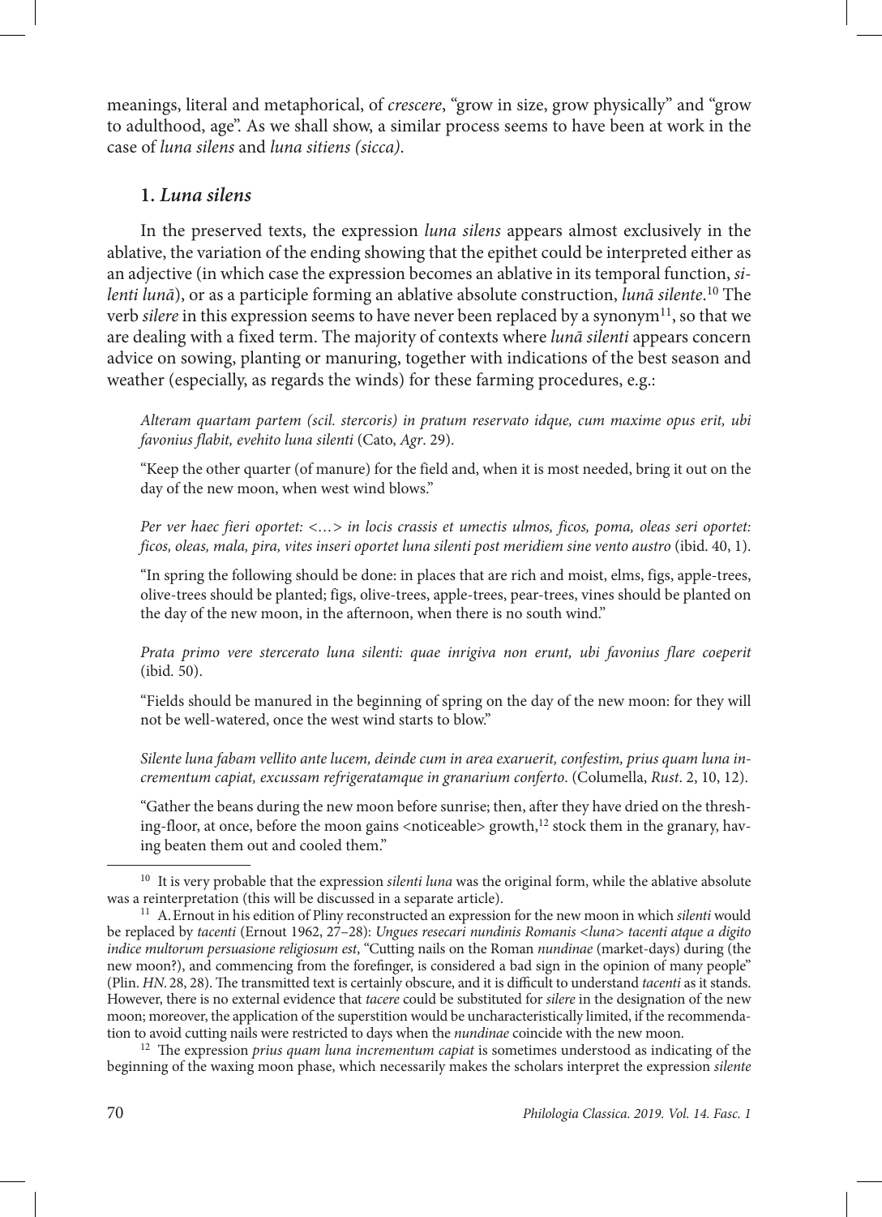meanings, literal and metaphorical, of *crescere*, "grow in size, grow physically" and "grow to adulthood, age". As we shall show, a similar process seems to have been at work in the case of *luna silens* and *luna sitiens (sicca)*.

## 1. *Luna silens*

In the preserved texts, the expression *luna silens* appears almost exclusively in the ablative, the variation of the ending showing that the epithet could be interpreted either as an adjective (in which case the expression becomes an ablative in its temporal function, *silenti lunā*), or as a participle forming an ablative absolute construction, *lunā silente*.[10] The verb *silere* in this expression seems to have never been replaced by a synonym[11], so that we are dealing with a fixed term. The majority of contexts where *lunā silenti* appears concern advice on sowing, planting or manuring, together with indications of the best season and weather (especially, as regards the winds) for these farming procedures, e.g.:

> *Alteram quartam partem (scil. stercoris) in pratum reservato idque, cum maxime opus erit, ubi favonius flabit, evehito luna silenti* (Cato, *Agr*. 29).
>
> "Keep the other quarter (of manure) for the field and, when it is most needed, bring it out on the day of the new moon, when west wind blows."
>
> *Per ver haec fieri oportet: <…> in locis crassis et umectis ulmos, ficos, poma, oleas seri oportet: ficos, oleas, mala, pira, vites inseri oportet luna silenti post meridiem sine vento austro* (ibid. 40, 1).
>
> "In spring the following should be done: in places that are rich and moist, elms, figs, apple-trees, olive-trees should be planted; figs, olive-trees, apple-trees, pear-trees, vines should be planted on the day of the new moon, in the afternoon, when there is no south wind."
>
> *Prata primo vere stercerato luna silenti: quae inrigiva non erunt, ubi favonius flare coeperit* (ibid. 50).
>
> "Fields should be manured in the beginning of spring on the day of the new moon: for they will not be well-watered, once the west wind starts to blow."
>
> *Silente luna fabam vellito ante lucem, deinde cum in area exaruerit, confestim, prius quam luna incrementum capiat, excussam refrigeratamque in granarium conferto*. (Columella, *Rust*. 2, 10, 12).
>
> "Gather the beans during the new moon before sunrise; then, after they have dried on the threshing-floor, at once, before the moon gains <noticeable> growth,[12] stock them in the granary, having beaten them out and cooled them."

---

[10] It is very probable that the expression *silenti luna* was the original form, while the ablative absolute was a reinterpretation (this will be discussed in a separate article).

[11] A. Ernout in his edition of Pliny reconstructed an expression for the new moon in which *silenti* would be replaced by *tacenti* (Ernout 1962, 27–28): *Ungues resecari nundinis Romanis <luna> tacenti atque a digito indice multorum persuasione religiosum est*, "Cutting nails on the Roman *nundinae* (market-days) during (the new moon?), and commencing from the forefinger, is considered a bad sign in the opinion of many people" (Plin. *HN*. 28, 28). The transmitted text is certainly obscure, and it is difficult to understand *tacenti* as it stands. However, there is no external evidence that *tacere* could be substituted for *silere* in the designation of the new moon; moreover, the application of the superstition would be uncharacteristically limited, if the recommendation to avoid cutting nails were restricted to days when the *nundinae* coincide with the new moon.

[12] The expression *prius quam luna incrementum capiat* is sometimes understood as indicating of the beginning of the waxing moon phase, which necessarily makes the scholars interpret the expression *silente*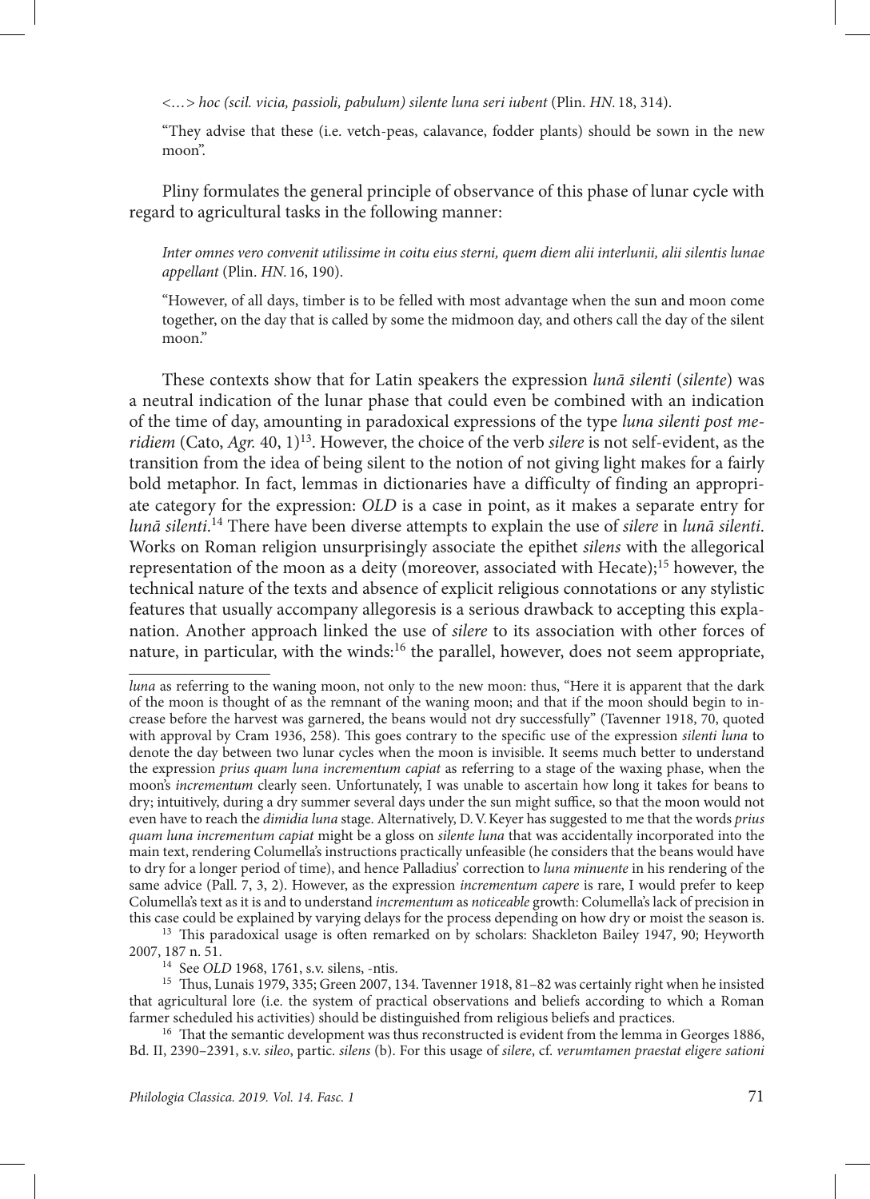*<…> hoc (scil. vicia, passioli, pabulum) silente luna seri iubent* (Plin. *HN.* 18, 314).

"They advise that these (i.e. vetch-peas, calavance, fodder plants) should be sown in the new moon".

Pliny formulates the general principle of observance of this phase of lunar cycle with regard to agricultural tasks in the following manner:

*Inter omnes vero convenit utilissime in coitu eius sterni, quem diem alii interlunii, alii silentis lunae appellant* (Plin. *HN.* 16, 190).

"However, of all days, timber is to be felled with most advantage when the sun and moon come together, on the day that is called by some the midmoon day, and others call the day of the silent moon."

These contexts show that for Latin speakers the expression *lunā silenti* (*silente*) was a neutral indication of the lunar phase that could even be combined with an indication of the time of day, amounting in paradoxical expressions of the type *luna silenti post meridiem* (Cato, *Agr.* 40, 1)[13]. However, the choice of the verb *silere* is not self-evident, as the transition from the idea of being silent to the notion of not giving light makes for a fairly bold metaphor. In fact, lemmas in dictionaries have a difficulty of finding an appropriate category for the expression: *OLD* is a case in point, as it makes a separate entry for *lunā silenti*.[14] There have been diverse attempts to explain the use of *silere* in *lunā silenti*. Works on Roman religion unsurprisingly associate the epithet *silens* with the allegorical representation of the moon as a deity (moreover, associated with Hecate);[15] however, the technical nature of the texts and absence of explicit religious connotations or any stylistic features that usually accompany allegoresis is a serious drawback to accepting this explanation. Another approach linked the use of *silere* to its association with other forces of nature, in particular, with the winds:[16] the parallel, however, does not seem appropriate,

---

*luna* as referring to the waning moon, not only to the new moon: thus, "Here it is apparent that the dark of the moon is thought of as the remnant of the waning moon; and that if the moon should begin to increase before the harvest was garnered, the beans would not dry successfully" (Tavenner 1918, 70, quoted with approval by Cram 1936, 258). This goes contrary to the specific use of the expression *silenti luna* to denote the day between two lunar cycles when the moon is invisible. It seems much better to understand the expression *prius quam luna incrementum capiat* as referring to a stage of the waxing phase, when the moon's *incrementum* clearly seen. Unfortunately, I was unable to ascertain how long it takes for beans to dry; intuitively, during a dry summer several days under the sun might suffice, so that the moon would not even have to reach the *dimidia luna* stage. Alternatively, D. V. Keyer has suggested to me that the words *prius quam luna incrementum capiat* might be a gloss on *silente luna* that was accidentally incorporated into the main text, rendering Columella's instructions practically unfeasible (he considers that the beans would have to dry for a longer period of time), and hence Palladius' correction to *luna minuente* in his rendering of the same advice (Pall. 7, 3, 2). However, as the expression *incrementum capere* is rare, I would prefer to keep Columella's text as it is and to understand *incrementum* as *noticeable* growth: Columella's lack of precision in this case could be explained by varying delays for the process depending on how dry or moist the season is.

[13] This paradoxical usage is often remarked on by scholars: Shackleton Bailey 1947, 90; Heyworth 2007, 187 n. 51.

[14] See *OLD* 1968, 1761, s.v. silens, -ntis.

[15] Thus, Lunais 1979, 335; Green 2007, 134. Tavenner 1918, 81–82 was certainly right when he insisted that agricultural lore (i.e. the system of practical observations and beliefs according to which a Roman farmer scheduled his activities) should be distinguished from religious beliefs and practices.

[16] That the semantic development was thus reconstructed is evident from the lemma in Georges 1886, Bd. II, 2390–2391, s.v. *sileo*, partic. *silens* (b). For this usage of *silere*, cf. *verumtamen praestat eligere sationi*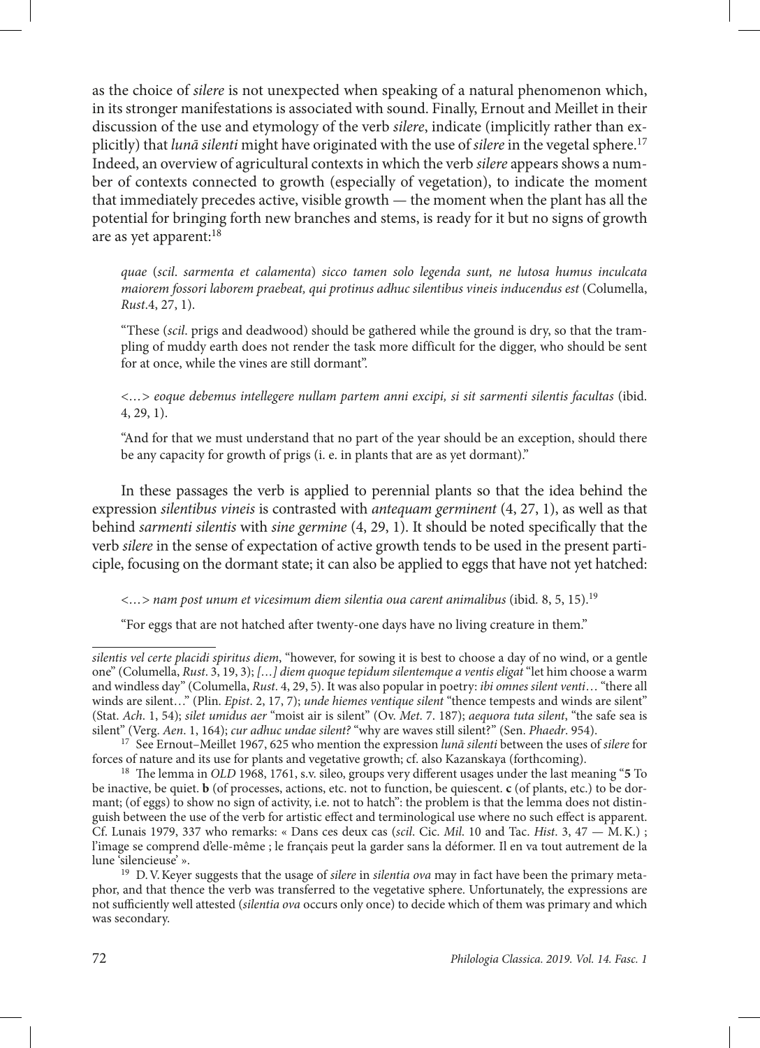as the choice of *silere* is not unexpected when speaking of a natural phenomenon which, in its stronger manifestations is associated with sound. Finally, Ernout and Meillet in their discussion of the use and etymology of the verb *silere*, indicate (implicitly rather than explicitly) that *lunā silenti* might have originated with the use of *silere* in the vegetal sphere.[17] Indeed, an overview of agricultural contexts in which the verb *silere* appears shows a number of contexts connected to growth (especially of vegetation), to indicate the moment that immediately precedes active, visible growth — the moment when the plant has all the potential for bringing forth new branches and stems, is ready for it but no signs of growth are as yet apparent:[18]

> *quae* (*scil*. *sarmenta et calamenta*) *sicco tamen solo legenda sunt, ne lutosa humus inculcata maiorem fossori laborem praebeat, qui protinus adhuc silentibus vineis inducendus est* (Columella, *Rust*.4, 27, 1).
>
> "These (*scil*. prigs and deadwood) should be gathered while the ground is dry, so that the trampling of muddy earth does not render the task more difficult for the digger, who should be sent for at once, while the vines are still dormant".
>
> <…> *eoque debemus intellegere nullam partem anni excipi, si sit sarmenti silentis facultas* (ibid. 4, 29, 1).
>
> "And for that we must understand that no part of the year should be an exception, should there be any capacity for growth of prigs (i. e. in plants that are as yet dormant)."

In these passages the verb is applied to perennial plants so that the idea behind the expression *silentibus vineis* is contrasted with *antequam germinent* (4, 27, 1), as well as that behind *sarmenti silentis* with *sine germine* (4, 29, 1). It should be noted specifically that the verb *silere* in the sense of expectation of active growth tends to be used in the present participle, focusing on the dormant state; it can also be applied to eggs that have not yet hatched:

> <…> *nam post unum et vicesimum diem silentia oua carent animalibus* (ibid. 8, 5, 15).[19]
>
> "For eggs that are not hatched after twenty-one days have no living creature in them."

---

*silentis vel certe placidi spiritus diem*, "however, for sowing it is best to choose a day of no wind, or a gentle one" (Columella, *Rust*. 3, 19, 3); *[…] diem quoque tepidum silentemque a ventis eligat* "let him choose a warm and windless day" (Columella, *Rust*. 4, 29, 5). It was also popular in poetry: *ibi omnes silent venti*… "there all winds are silent…" (Plin. *Epist*. 2, 17, 7); *unde hiemes ventique silent* "thence tempests and winds are silent" (Stat. *Ach*. 1, 54); *silet umidus aer* "moist air is silent" (Ov. *Met*. 7. 187); *aequora tuta silent*, "the safe sea is silent" (Verg. *Aen*. 1, 164); *cur adhuc undae silent?* "why are waves still silent?" (Sen. *Phaedr*. 954).

[17] See Ernout–Meillet 1967, 625 who mention the expression *lunā silenti* between the uses of *silere* for forces of nature and its use for plants and vegetative growth; cf. also Kazanskaya (forthcoming).

[18] The lemma in *OLD* 1968, 1761, s.v. sileo, groups very different usages under the last meaning "**5** To be inactive, be quiet. **b** (of processes, actions, etc. not to function, be quiescent. **c** (of plants, etc.) to be dormant; (of eggs) to show no sign of activity, i.e. not to hatch": the problem is that the lemma does not distinguish between the use of the verb for artistic effect and terminological use where no such effect is apparent. Cf. Lunais 1979, 337 who remarks: « Dans ces deux cas (*scil*. Cic. *Mil*. 10 and Tac. *Hist*. 3, 47 — M.K.) ; l'image se comprend d'elle-même ; le français peut la garder sans la déformer. Il en va tout autrement de la lune 'silencieuse' ».

[19] D.V. Keyer suggests that the usage of *silere* in *silentia ova* may in fact have been the primary metaphor, and that thence the verb was transferred to the vegetative sphere. Unfortunately, the expressions are not sufficiently well attested (*silentia ova* occurs only once) to decide which of them was primary and which was secondary.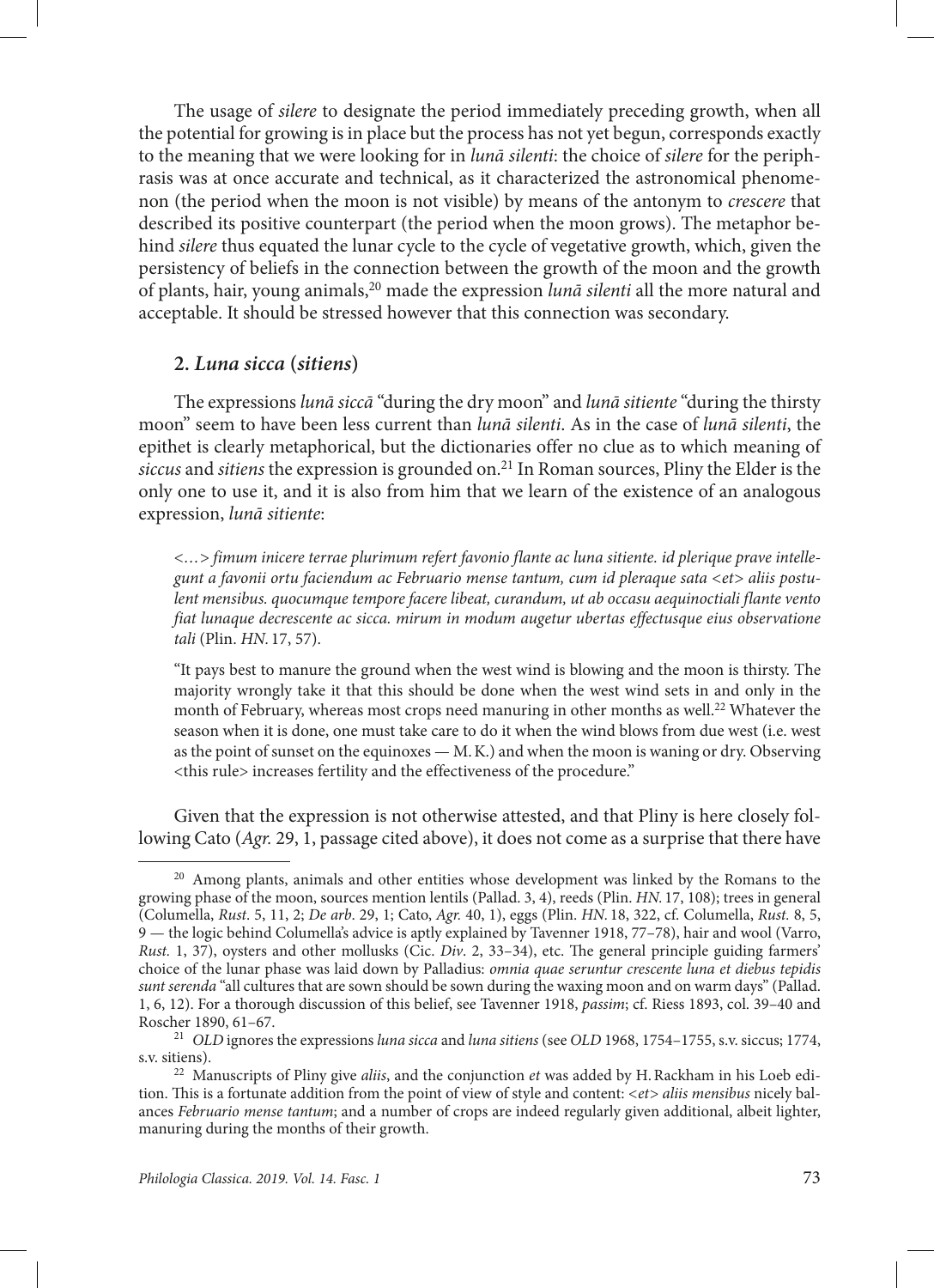The usage of *silere* to designate the period immediately preceding growth, when all the potential for growing is in place but the process has not yet begun, corresponds exactly to the meaning that we were looking for in *lunā silenti*: the choice of *silere* for the periphrasis was at once accurate and technical, as it characterized the astronomical phenomenon (the period when the moon is not visible) by means of the antonym to *crescere* that described its positive counterpart (the period when the moon grows). The metaphor behind *silere* thus equated the lunar cycle to the cycle of vegetative growth, which, given the persistency of beliefs in the connection between the growth of the moon and the growth of plants, hair, young animals,[20] made the expression *lunā silenti* all the more natural and acceptable. It should be stressed however that this connection was secondary.

## 2. *Luna sicca* (*sitiens*)

The expressions *lunā siccā* "during the dry moon" and *lunā sitiente* "during the thirsty moon" seem to have been less current than *lunā silenti*. As in the case of *lunā silenti*, the epithet is clearly metaphorical, but the dictionaries offer no clue as to which meaning of *siccus* and *sitiens* the expression is grounded on.[21] In Roman sources, Pliny the Elder is the only one to use it, and it is also from him that we learn of the existence of an analogous expression, *lunā sitiente*:

> *<…> fimum inicere terrae plurimum refert favonio flante ac luna sitiente. id plerique prave intellegunt a favonii ortu faciendum ac Februario mense tantum, cum id pleraque sata <et> aliis postulent mensibus. quocumque tempore facere libeat, curandum, ut ab occasu aequinoctiali flante vento fiat lunaque decrescente ac sicca. mirum in modum augetur ubertas effectusque eius observatione tali* (Plin. *HN.* 17, 57).
>
> "It pays best to manure the ground when the west wind is blowing and the moon is thirsty. The majority wrongly take it that this should be done when the west wind sets in and only in the month of February, whereas most crops need manuring in other months as well.[22] Whatever the season when it is done, one must take care to do it when the wind blows from due west (i.e. west as the point of sunset on the equinoxes — M. K.) and when the moon is waning or dry. Observing <this rule> increases fertility and the effectiveness of the procedure."

Given that the expression is not otherwise attested, and that Pliny is here closely following Cato (*Agr.* 29, 1, passage cited above), it does not come as a surprise that there have

---

[20] Among plants, animals and other entities whose development was linked by the Romans to the growing phase of the moon, sources mention lentils (Pallad. 3, 4), reeds (Plin. *HN.* 17, 108); trees in general (Columella, *Rust.* 5, 11, 2; *De arb.* 29, 1; Cato, *Agr.* 40, 1), eggs (Plin. *HN.* 18, 322, cf. Columella, *Rust.* 8, 5, 9 — the logic behind Columella's advice is aptly explained by Tavenner 1918, 77–78), hair and wool (Varro, *Rust.* 1, 37), oysters and other mollusks (Cic. *Div.* 2, 33–34), etc. The general principle guiding farmers' choice of the lunar phase was laid down by Palladius: *omnia quae seruntur crescente luna et diebus tepidis sunt serenda* "all cultures that are sown should be sown during the waxing moon and on warm days" (Pallad. 1, 6, 12). For a thorough discussion of this belief, see Tavenner 1918, *passim*; cf. Riess 1893, col. 39–40 and Roscher 1890, 61–67.

[21] *OLD* ignores the expressions *luna sicca* and *luna sitiens* (see *OLD* 1968, 1754–1755, s.v. siccus; 1774, s.v. sitiens).

[22] Manuscripts of Pliny give *aliis*, and the conjunction *et* was added by H. Rackham in his Loeb edition. This is a fortunate addition from the point of view of style and content: *<et> aliis mensibus* nicely balances *Februario mense tantum*; and a number of crops are indeed regularly given additional, albeit lighter, manuring during the months of their growth.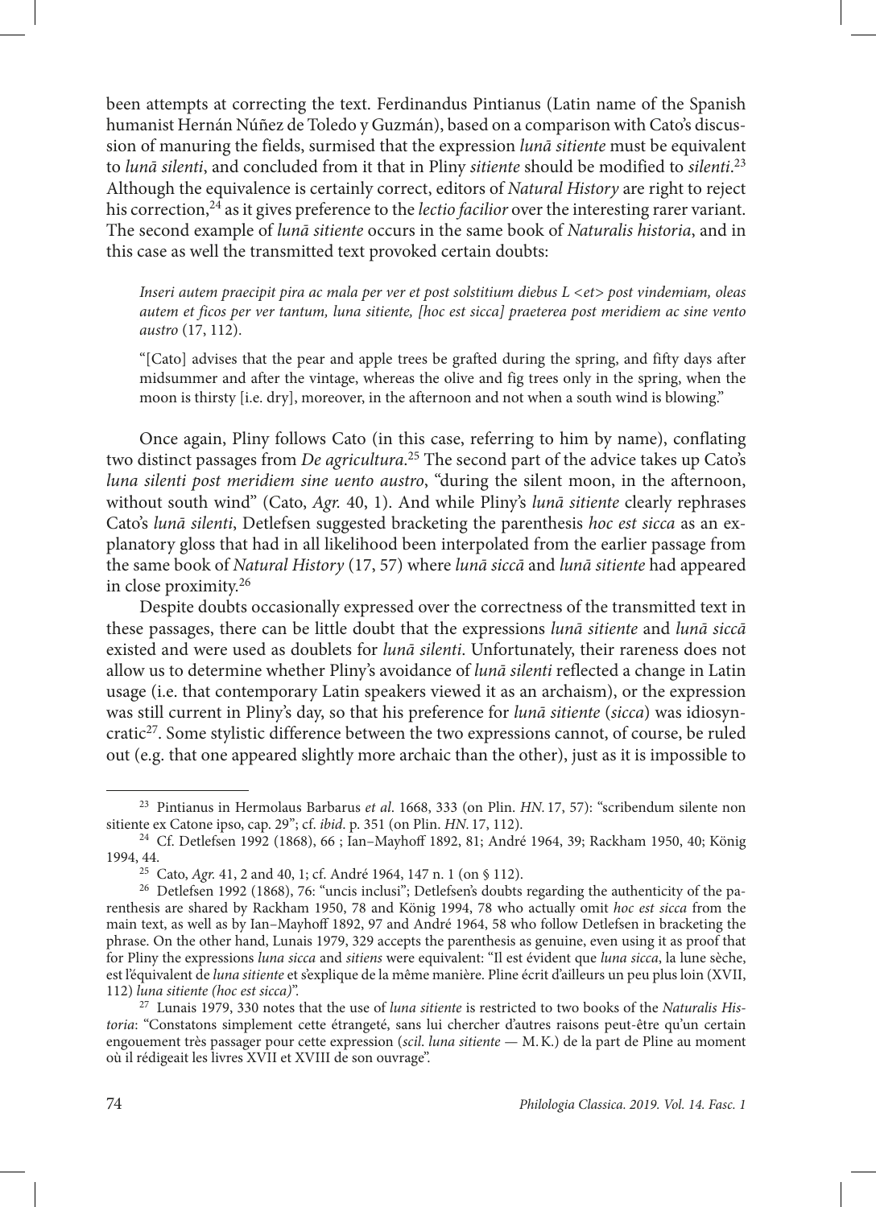been attempts at correcting the text. Ferdinandus Pintianus (Latin name of the Spanish humanist Hernán Núñez de Toledo y Guzmán), based on a comparison with Cato's discussion of manuring the fields, surmised that the expression *lunā sitiente* must be equivalent to *lunā silenti*, and concluded from it that in Pliny *sitiente* should be modified to *silenti*.[23] Although the equivalence is certainly correct, editors of *Natural History* are right to reject his correction,[24] as it gives preference to the *lectio facilior* over the interesting rarer variant. The second example of *lunā sitiente* occurs in the same book of *Naturalis historia*, and in this case as well the transmitted text provoked certain doubts:

> *Inseri autem praecipit pira ac mala per ver et post solstitium diebus L <et> post vindemiam, oleas autem et ficos per ver tantum, luna sitiente, [hoc est sicca] praeterea post meridiem ac sine vento austro* (17, 112).
>
> "[Cato] advises that the pear and apple trees be grafted during the spring, and fifty days after midsummer and after the vintage, whereas the olive and fig trees only in the spring, when the moon is thirsty [i.e. dry], moreover, in the afternoon and not when a south wind is blowing."

Once again, Pliny follows Cato (in this case, referring to him by name), conflating two distinct passages from *De agricultura*.[25] The second part of the advice takes up Cato's *luna silenti post meridiem sine uento austro*, "during the silent moon, in the afternoon, without south wind" (Cato, *Agr.* 40, 1). And while Pliny's *lunā sitiente* clearly rephrases Cato's *lunā silenti*, Detlefsen suggested bracketing the parenthesis *hoc est sicca* as an explanatory gloss that had in all likelihood been interpolated from the earlier passage from the same book of *Natural History* (17, 57) where *lunā siccā* and *lunā sitiente* had appeared in close proximity.[26]

Despite doubts occasionally expressed over the correctness of the transmitted text in these passages, there can be little doubt that the expressions *lunā sitiente* and *lunā siccā* existed and were used as doublets for *lunā silenti*. Unfortunately, their rareness does not allow us to determine whether Pliny's avoidance of *lunā silenti* reflected a change in Latin usage (i.e. that contemporary Latin speakers viewed it as an archaism), or the expression was still current in Pliny's day, so that his preference for *lunā sitiente* (*sicca*) was idiosyncratic[27]. Some stylistic difference between the two expressions cannot, of course, be ruled out (e.g. that one appeared slightly more archaic than the other), just as it is impossible to

---

[23] Pintianus in Hermolaus Barbarus *et al*. 1668, 333 (on Plin. *HN*. 17, 57): "scribendum silente non sitiente ex Catone ipso, cap. 29"; cf. *ibid*. p. 351 (on Plin. *HN*. 17, 112).

[24] Cf. Detlefsen 1992 (1868), 66 ; Ian–Mayhoff 1892, 81; André 1964, 39; Rackham 1950, 40; König 1994, 44.

[25] Cato, *Agr.* 41, 2 and 40, 1; cf. André 1964, 147 n. 1 (on § 112).

[26] Detlefsen 1992 (1868), 76: "uncis inclusi"; Detlefsen's doubts regarding the authenticity of the parenthesis are shared by Rackham 1950, 78 and König 1994, 78 who actually omit *hoc est sicca* from the main text, as well as by Ian–Mayhoff 1892, 97 and André 1964, 58 who follow Detlefsen in bracketing the phrase. On the other hand, Lunais 1979, 329 accepts the parenthesis as genuine, even using it as proof that for Pliny the expressions *luna sicca* and *sitiens* were equivalent: "Il est évident que *luna sicca*, la lune sèche, est l'équivalent de *luna sitiente* et s'explique de la même manière. Pline écrit d'ailleurs un peu plus loin (XVII, 112) *luna sitiente (hoc est sicca)*".

[27] Lunais 1979, 330 notes that the use of *luna sitiente* is restricted to two books of the *Naturalis Historia*: "Constatons simplement cette étrangeté, sans lui chercher d'autres raisons peut-être qu'un certain engouement très passager pour cette expression (*scil. luna sitiente* — M. K.) de la part de Pline au moment où il rédigeait les livres XVII et XVIII de son ouvrage".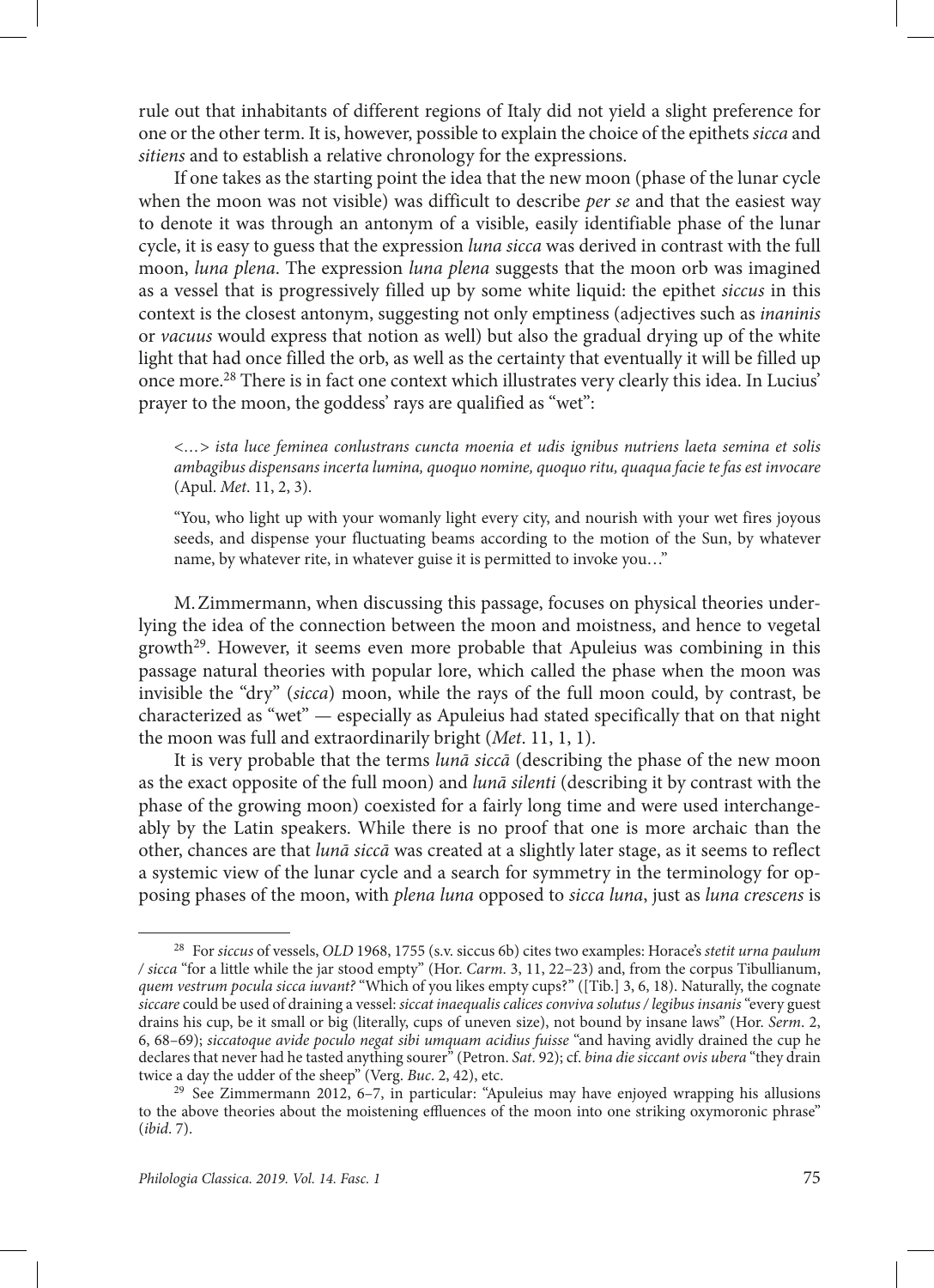rule out that inhabitants of different regions of Italy did not yield a slight preference for one or the other term. It is, however, possible to explain the choice of the epithets *sicca* and *sitiens* and to establish a relative chronology for the expressions.

If one takes as the starting point the idea that the new moon (phase of the lunar cycle when the moon was not visible) was difficult to describe *per se* and that the easiest way to denote it was through an antonym of a visible, easily identifiable phase of the lunar cycle, it is easy to guess that the expression *luna sicca* was derived in contrast with the full moon, *luna plena*. The expression *luna plena* suggests that the moon orb was imagined as a vessel that is progressively filled up by some white liquid: the epithet *siccus* in this context is the closest antonym, suggesting not only emptiness (adjectives such as *inaninis* or *vacuus* would express that notion as well) but also the gradual drying up of the white light that had once filled the orb, as well as the certainty that eventually it will be filled up once more.[28] There is in fact one context which illustrates very clearly this idea. In Lucius' prayer to the moon, the goddess' rays are qualified as "wet":

> <…> *ista luce feminea conlustrans cuncta moenia et udis ignibus nutriens laeta semina et solis ambagibus dispensans incerta lumina, quoquo nomine, quoquo ritu, quaqua facie te fas est invocare* (Apul. *Met*. 11, 2, 3).
>
> "You, who light up with your womanly light every city, and nourish with your wet fires joyous seeds, and dispense your fluctuating beams according to the motion of the Sun, by whatever name, by whatever rite, in whatever guise it is permitted to invoke you…"

M. Zimmermann, when discussing this passage, focuses on physical theories underlying the idea of the connection between the moon and moistness, and hence to vegetal growth[29]. However, it seems even more probable that Apuleius was combining in this passage natural theories with popular lore, which called the phase when the moon was invisible the "dry" (*sicca*) moon, while the rays of the full moon could, by contrast, be characterized as "wet" — especially as Apuleius had stated specifically that on that night the moon was full and extraordinarily bright (*Met*. 11, 1, 1).

It is very probable that the terms *lunā siccā* (describing the phase of the new moon as the exact opposite of the full moon) and *lunā silenti* (describing it by contrast with the phase of the growing moon) coexisted for a fairly long time and were used interchangeably by the Latin speakers. While there is no proof that one is more archaic than the other, chances are that *lunā siccā* was created at a slightly later stage, as it seems to reflect a systemic view of the lunar cycle and a search for symmetry in the terminology for opposing phases of the moon, with *plena luna* opposed to *sicca luna*, just as *luna crescens* is

---

[28] For *siccus* of vessels, *OLD* 1968, 1755 (s.v. siccus 6b) cites two examples: Horace's *stetit urna paulum / sicca* "for a little while the jar stood empty" (Hor. *Carm*. 3, 11, 22–23) and, from the corpus Tibullianum, *quem vestrum pocula sicca iuvant?* "Which of you likes empty cups?" ([Tib.] 3, 6, 18). Naturally, the cognate *siccare* could be used of draining a vessel: *siccat inaequalis calices conviva solutus / legibus insanis* "every guest drains his cup, be it small or big (literally, cups of uneven size), not bound by insane laws" (Hor. *Serm*. 2, 6, 68–69); *siccatoque avide poculo negat sibi umquam acidius fuisse* "and having avidly drained the cup he declares that never had he tasted anything sourer" (Petron. *Sat*. 92); cf. *bina die siccant ovis ubera* "they drain twice a day the udder of the sheep" (Verg. *Buc*. 2, 42), etc.

[29] See Zimmermann 2012, 6–7, in particular: "Apuleius may have enjoyed wrapping his allusions to the above theories about the moistening effluences of the moon into one striking oxymoronic phrase" (*ibid*. 7).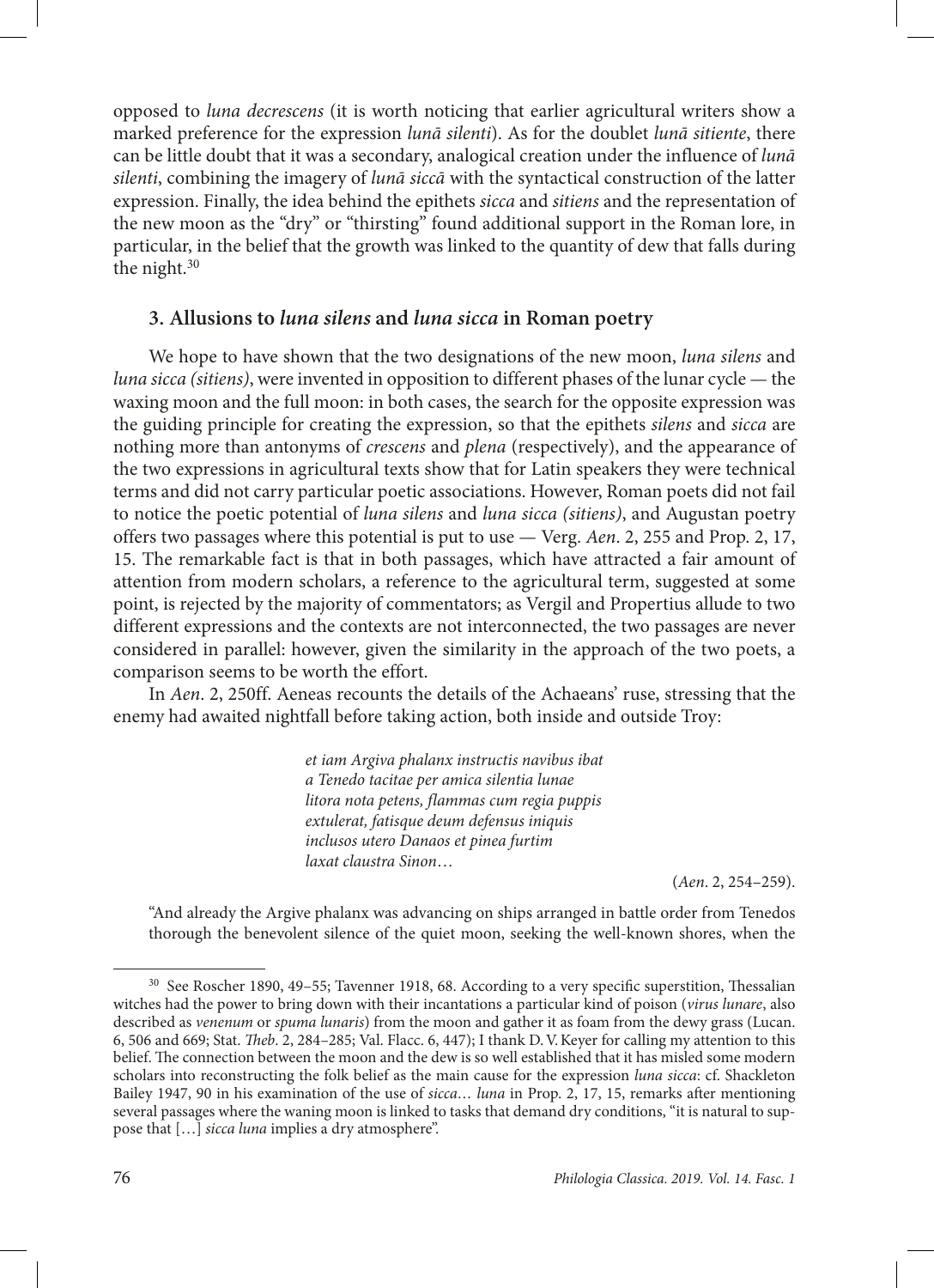opposed to *luna decrescens* (it is worth noticing that earlier agricultural writers show a marked preference for the expression *lunā silenti*). As for the doublet *lunā sitiente*, there can be little doubt that it was a secondary, analogical creation under the influence of *lunā silenti*, combining the imagery of *lunā siccā* with the syntactical construction of the latter expression. Finally, the idea behind the epithets *sicca* and *sitiens* and the representation of the new moon as the "dry" or "thirsting" found additional support in the Roman lore, in particular, in the belief that the growth was linked to the quantity of dew that falls during the night.[30]

### 3. Allusions to *luna silens* and *luna sicca* in Roman poetry

We hope to have shown that the two designations of the new moon, *luna silens* and *luna sicca (sitiens)*, were invented in opposition to different phases of the lunar cycle — the waxing moon and the full moon: in both cases, the search for the opposite expression was the guiding principle for creating the expression, so that the epithets *silens* and *sicca* are nothing more than antonyms of *crescens* and *plena* (respectively), and the appearance of the two expressions in agricultural texts show that for Latin speakers they were technical terms and did not carry particular poetic associations. However, Roman poets did not fail to notice the poetic potential of *luna silens* and *luna sicca (sitiens)*, and Augustan poetry offers two passages where this potential is put to use — Verg. *Aen*. 2, 255 and Prop. 2, 17, 15. The remarkable fact is that in both passages, which have attracted a fair amount of attention from modern scholars, a reference to the agricultural term, suggested at some point, is rejected by the majority of commentators; as Vergil and Propertius allude to two different expressions and the contexts are not interconnected, the two passages are never considered in parallel: however, given the similarity in the approach of the two poets, a comparison seems to be worth the effort.

In *Aen*. 2, 250ff. Aeneas recounts the details of the Achaeans' ruse, stressing that the enemy had awaited nightfall before taking action, both inside and outside Troy:

> *et iam Argiva phalanx instructis navibus ibat*
> *a Tenedo tacitae per amica silentia lunae*
> *litora nota petens, flammas cum regia puppis*
> *extulerat, fatisque deum defensus iniquis*
> *inclusos utero Danaos et pinea furtim*
> *laxat claustra Sinon*…
>
> (*Aen*. 2, 254–259).

"And already the Argive phalanx was advancing on ships arranged in battle order from Tenedos thorough the benevolent silence of the quiet moon, seeking the well-known shores, when the

---

[30] See Roscher 1890, 49–55; Tavenner 1918, 68. According to a very specific superstition, Thessalian witches had the power to bring down with their incantations a particular kind of poison (*virus lunare*, also described as *venenum* or *spuma lunaris*) from the moon and gather it as foam from the dewy grass (Lucan. 6, 506 and 669; Stat. *Theb*. 2, 284–285; Val. Flacc. 6, 447); I thank D. V. Keyer for calling my attention to this belief. The connection between the moon and the dew is so well established that it has misled some modern scholars into reconstructing the folk belief as the main cause for the expression *luna sicca*: cf. Shackleton Bailey 1947, 90 in his examination of the use of *sicca… luna* in Prop. 2, 17, 15, remarks after mentioning several passages where the waning moon is linked to tasks that demand dry conditions, "it is natural to suppose that […] *sicca luna* implies a dry atmosphere".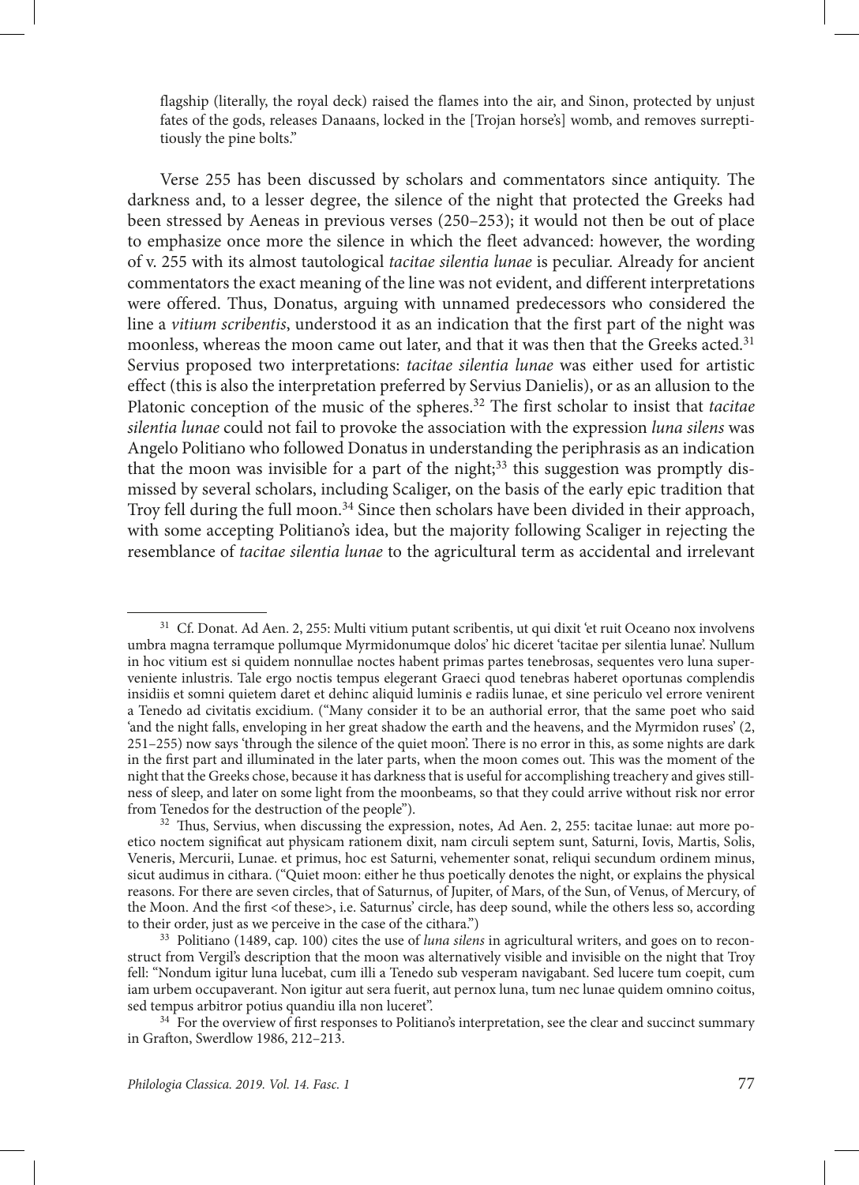flagship (literally, the royal deck) raised the flames into the air, and Sinon, protected by unjust fates of the gods, releases Danaans, locked in the [Trojan horse's] womb, and removes surreptitiously the pine bolts."

Verse 255 has been discussed by scholars and commentators since antiquity. The darkness and, to a lesser degree, the silence of the night that protected the Greeks had been stressed by Aeneas in previous verses (250–253); it would not then be out of place to emphasize once more the silence in which the fleet advanced: however, the wording of v. 255 with its almost tautological *tacitae silentia lunae* is peculiar. Already for ancient commentators the exact meaning of the line was not evident, and different interpretations were offered. Thus, Donatus, arguing with unnamed predecessors who considered the line a *vitium scribentis*, understood it as an indication that the first part of the night was moonless, whereas the moon came out later, and that it was then that the Greeks acted.[31] Servius proposed two interpretations: *tacitae silentia lunae* was either used for artistic effect (this is also the interpretation preferred by Servius Danielis), or as an allusion to the Platonic conception of the music of the spheres.[32] The first scholar to insist that *tacitae silentia lunae* could not fail to provoke the association with the expression *luna silens* was Angelo Politiano who followed Donatus in understanding the periphrasis as an indication that the moon was invisible for a part of the night;[33] this suggestion was promptly dismissed by several scholars, including Scaliger, on the basis of the early epic tradition that Troy fell during the full moon.[34] Since then scholars have been divided in their approach, with some accepting Politiano's idea, but the majority following Scaliger in rejecting the resemblance of *tacitae silentia lunae* to the agricultural term as accidental and irrelevant

---

[31] Cf. Donat. Ad Aen. 2, 255: Multi vitium putant scribentis, ut qui dixit 'et ruit Oceano nox involvens umbra magna terramque pollumque Myrmidonumque dolos' hic diceret 'tacitae per silentia lunae'. Nullum in hoc vitium est si quidem nonnullae noctes habent primas partes tenebrosas, sequentes vero luna superveniente inlustris. Tale ergo noctis tempus elegerant Graeci quod tenebras haberet oportunas complendis insidiis et somni quietem daret et dehinc aliquid luminis e radiis lunae, et sine periculo vel errore venirent a Tenedo ad civitatis excidium. ("Many consider it to be an authorial error, that the same poet who said 'and the night falls, enveloping in her great shadow the earth and the heavens, and the Myrmidon ruses' (2, 251–255) now says 'through the silence of the quiet moon'. There is no error in this, as some nights are dark in the first part and illuminated in the later parts, when the moon comes out. This was the moment of the night that the Greeks chose, because it has darkness that is useful for accomplishing treachery and gives stillness of sleep, and later on some light from the moonbeams, so that they could arrive without risk nor error from Tenedos for the destruction of the people").

[32] Thus, Servius, when discussing the expression, notes, Ad Aen. 2, 255: tacitae lunae: aut more poetico noctem significat aut physicam rationem dixit, nam circuli septem sunt, Saturni, Iovis, Martis, Solis, Veneris, Mercurii, Lunae. et primus, hoc est Saturni, vehementer sonat, reliqui secundum ordinem minus, sicut audimus in cithara. ("Quiet moon: either he thus poetically denotes the night, or explains the physical reasons. For there are seven circles, that of Saturnus, of Jupiter, of Mars, of the Sun, of Venus, of Mercury, of the Moon. And the first <of these>, i.e. Saturnus' circle, has deep sound, while the others less so, according to their order, just as we perceive in the case of the cithara.")

[33] Politiano (1489, cap. 100) cites the use of *luna silens* in agricultural writers, and goes on to reconstruct from Vergil's description that the moon was alternatively visible and invisible on the night that Troy fell: "Nondum igitur luna lucebat, cum illi a Tenedo sub vesperam navigabant. Sed lucere tum coepit, cum iam urbem occupaverant. Non igitur aut sera fuerit, aut pernox luna, tum nec lunae quidem omnino coitus, sed tempus arbitror potius quandiu illa non luceret".

[34] For the overview of first responses to Politiano's interpretation, see the clear and succinct summary in Grafton, Swerdlow 1986, 212–213.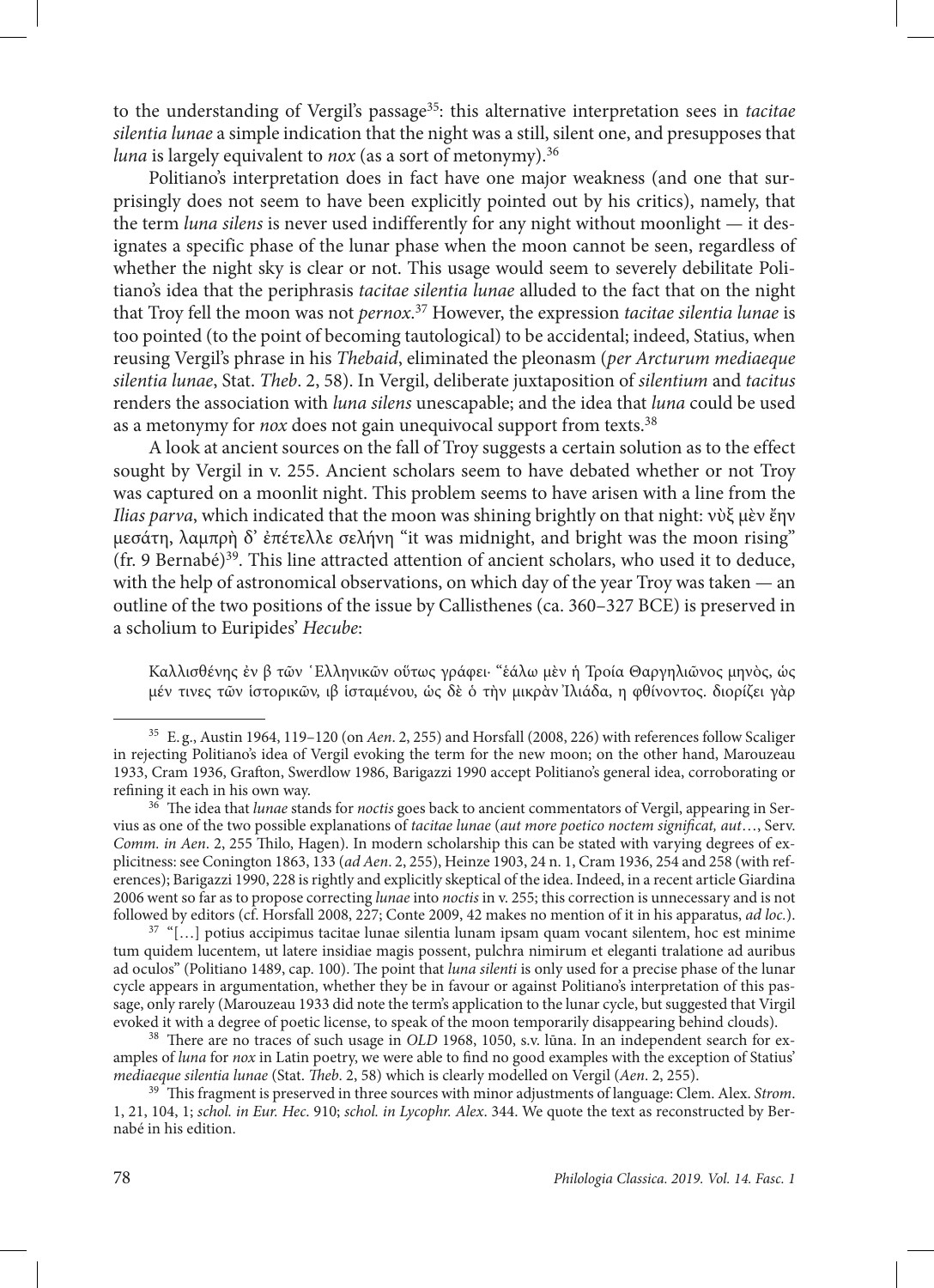to the understanding of Vergil's passage[35]: this alternative interpretation sees in *tacitae silentia lunae* a simple indication that the night was a still, silent one, and presupposes that *luna* is largely equivalent to *nox* (as a sort of metonymy).[36]

Politiano's interpretation does in fact have one major weakness (and one that surprisingly does not seem to have been explicitly pointed out by his critics), namely, that the term *luna silens* is never used indifferently for any night without moonlight — it designates a specific phase of the lunar phase when the moon cannot be seen, regardless of whether the night sky is clear or not. This usage would seem to severely debilitate Politiano's idea that the periphrasis *tacitae silentia lunae* alluded to the fact that on the night that Troy fell the moon was not *pernox*.[37] However, the expression *tacitae silentia lunae* is too pointed (to the point of becoming tautological) to be accidental; indeed, Statius, when reusing Vergil's phrase in his *Thebaid*, eliminated the pleonasm (*per Arcturum mediaeque silentia lunae*, Stat. *Theb*. 2, 58). In Vergil, deliberate juxtaposition of *silentium* and *tacitus* renders the association with *luna silens* unescapable; and the idea that *luna* could be used as a metonymy for *nox* does not gain unequivocal support from texts.[38]

A look at ancient sources on the fall of Troy suggests a certain solution as to the effect sought by Vergil in v. 255. Ancient scholars seem to have debated whether or not Troy was captured on a moonlit night. This problem seems to have arisen with a line from the *Ilias parva*, which indicated that the moon was shining brightly on that night: νὺξ μὲν ἔην μεσάτη, λαμπρὴ δ' ἐπέτελλε σελήνη "it was midnight, and bright was the moon rising" (fr. 9 Bernabé)[39]. This line attracted attention of ancient scholars, who used it to deduce, with the help of astronomical observations, on which day of the year Troy was taken — an outline of the two positions of the issue by Callisthenes (ca. 360–327 BCE) is preserved in a scholium to Euripides' *Hecube*:

Καλλισθένης ἐν β τῶν ῾Ελληνικῶν οὕτως γράφει· "ἑάλω μὲν ἡ Τροία Θαργηλιῶνος μηνὸς, ὡς μέν τινες τῶν ἱστορικῶν, ιβ ἱσταμένου, ὡς δὲ ὁ τὴν μικρὰν Ἰλιάδα, η φθίνοντος. διορίζει γὰρ

---

[35] E. g., Austin 1964, 119–120 (on *Aen*. 2, 255) and Horsfall (2008, 226) with references follow Scaliger in rejecting Politiano's idea of Vergil evoking the term for the new moon; on the other hand, Marouzeau 1933, Cram 1936, Grafton, Swerdlow 1986, Barigazzi 1990 accept Politiano's general idea, corroborating or refining it each in his own way.

[36] The idea that *lunae* stands for *noctis* goes back to ancient commentators of Vergil, appearing in Servius as one of the two possible explanations of *tacitae lunae* (*aut more poetico noctem significat, aut*…, Serv. *Comm. in Aen*. 2, 255 Thilo, Hagen). In modern scholarship this can be stated with varying degrees of explicitness: see Conington 1863, 133 (*ad Aen*. 2, 255), Heinze 1903, 24 n. 1, Cram 1936, 254 and 258 (with references); Barigazzi 1990, 228 is rightly and explicitly skeptical of the idea. Indeed, in a recent article Giardina 2006 went so far as to propose correcting *lunae* into *noctis* in v. 255; this correction is unnecessary and is not followed by editors (cf. Horsfall 2008, 227; Conte 2009, 42 makes no mention of it in his apparatus, *ad loc.*).

[37] "[…] potius accipimus tacitae lunae silentia lunam ipsam quam vocant silentem, hoc est minime tum quidem lucentem, ut latere insidiae magis possent, pulchra nimirum et eleganti tralatione ad auribus ad oculos" (Politiano 1489, cap. 100). The point that *luna silenti* is only used for a precise phase of the lunar cycle appears in argumentation, whether they be in favour or against Politiano's interpretation of this passage, only rarely (Marouzeau 1933 did note the term's application to the lunar cycle, but suggested that Virgil evoked it with a degree of poetic license, to speak of the moon temporarily disappearing behind clouds).

[38] There are no traces of such usage in *OLD* 1968, 1050, s.v. lūna. In an independent search for examples of *luna* for *nox* in Latin poetry, we were able to find no good examples with the exception of Statius' *mediaeque silentia lunae* (Stat. *Theb*. 2, 58) which is clearly modelled on Vergil (*Aen*. 2, 255).

[39] This fragment is preserved in three sources with minor adjustments of language: Clem. Alex. *Strom*. 1, 21, 104, 1; *schol. in Eur. Hec*. 910; *schol. in Lycophr. Alex*. 344. We quote the text as reconstructed by Bernabé in his edition.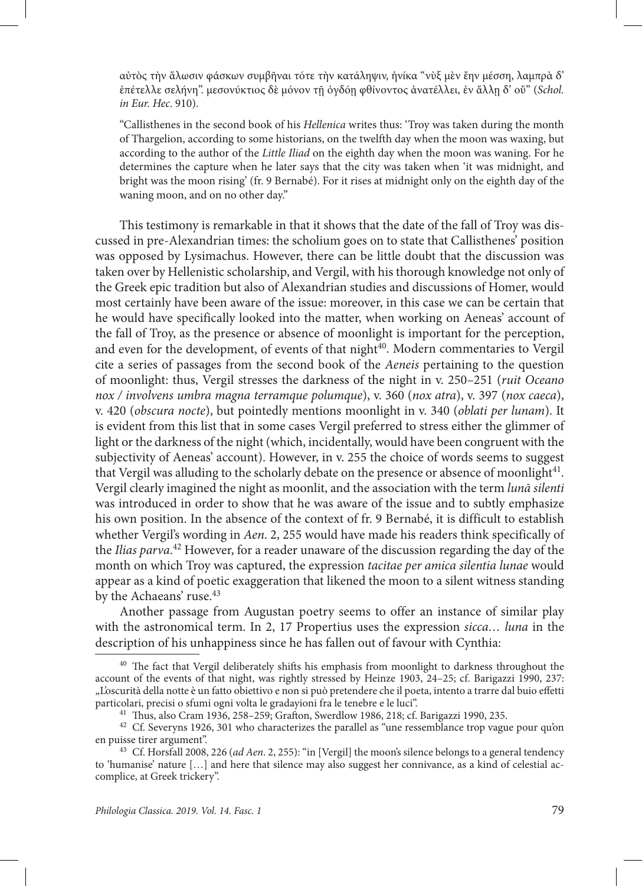αὐτὸς τὴν ἅλωσιν φάσκων συμβῆναι τότε τὴν κατάληψιν, ἡνίκα "νὺξ μὲν ἔην μέσση, λαμπρὰ δ' ἐπέτελλε σελήνη". μεσονύκτιος δὲ μόνον τῇ ὀγδόῃ φθίνοντος ἀνατέλλει, ἐν ἄλλῃ δ' οὔ" (*Schol. in Eur. Hec*. 910).

"Callisthenes in the second book of his *Hellenica* writes thus: 'Troy was taken during the month of Thargelion, according to some historians, on the twelfth day when the moon was waxing, but according to the author of the *Little Iliad* on the eighth day when the moon was waning. For he determines the capture when he later says that the city was taken when 'it was midnight, and bright was the moon rising' (fr. 9 Bernabé). For it rises at midnight only on the eighth day of the waning moon, and on no other day."

This testimony is remarkable in that it shows that the date of the fall of Troy was discussed in pre-Alexandrian times: the scholium goes on to state that Callisthenes' position was opposed by Lysimachus. However, there can be little doubt that the discussion was taken over by Hellenistic scholarship, and Vergil, with his thorough knowledge not only of the Greek epic tradition but also of Alexandrian studies and discussions of Homer, would most certainly have been aware of the issue: moreover, in this case we can be certain that he would have specifically looked into the matter, when working on Aeneas' account of the fall of Troy, as the presence or absence of moonlight is important for the perception, and even for the development, of events of that night[40]. Modern commentaries to Vergil cite a series of passages from the second book of the *Aeneis* pertaining to the question of moonlight: thus, Vergil stresses the darkness of the night in v. 250–251 (*ruit Oceano nox / involvens umbra magna terramque polumque*), v. 360 (*nox atra*), v. 397 (*nox caeca*), v. 420 (*obscura nocte*), but pointedly mentions moonlight in v. 340 (*oblati per lunam*). It is evident from this list that in some cases Vergil preferred to stress either the glimmer of light or the darkness of the night (which, incidentally, would have been congruent with the subjectivity of Aeneas' account). However, in v. 255 the choice of words seems to suggest that Vergil was alluding to the scholarly debate on the presence or absence of moonlight[41]. Vergil clearly imagined the night as moonlit, and the association with the term *lunā silenti* was introduced in order to show that he was aware of the issue and to subtly emphasize his own position. In the absence of the context of fr. 9 Bernabé, it is difficult to establish whether Vergil's wording in *Aen*. 2, 255 would have made his readers think specifically of the *Ilias parva*.[42] However, for a reader unaware of the discussion regarding the day of the month on which Troy was captured, the expression *tacitae per amica silentia lunae* would appear as a kind of poetic exaggeration that likened the moon to a silent witness standing by the Achaeans' ruse.[43]

Another passage from Augustan poetry seems to offer an instance of similar play with the astronomical term. In 2, 17 Propertius uses the expression *sicca… luna* in the description of his unhappiness since he has fallen out of favour with Cynthia:

---

[40] The fact that Vergil deliberately shifts his emphasis from moonlight to darkness throughout the account of the events of that night, was rightly stressed by Heinze 1903, 24–25; cf. Barigazzi 1990, 237: „L'oscurità della notte è un fatto obiettivo e non si può pretendere che il poeta, intento a trarre dal buio effetti particolari, precisi o sfumi ogni volta le gradayioni fra le tenebre e le luci".

[41] Thus, also Cram 1936, 258–259; Grafton, Swerdlow 1986, 218; cf. Barigazzi 1990, 235.

[42] Cf. Severyns 1926, 301 who characterizes the parallel as "une ressemblance trop vague pour qu'on en puisse tirer argument".

[43] Cf. Horsfall 2008, 226 (*ad Aen*. 2, 255): "in [Vergil] the moon's silence belongs to a general tendency to 'humanise' nature […] and here that silence may also suggest her connivance, as a kind of celestial accomplice, at Greek trickery".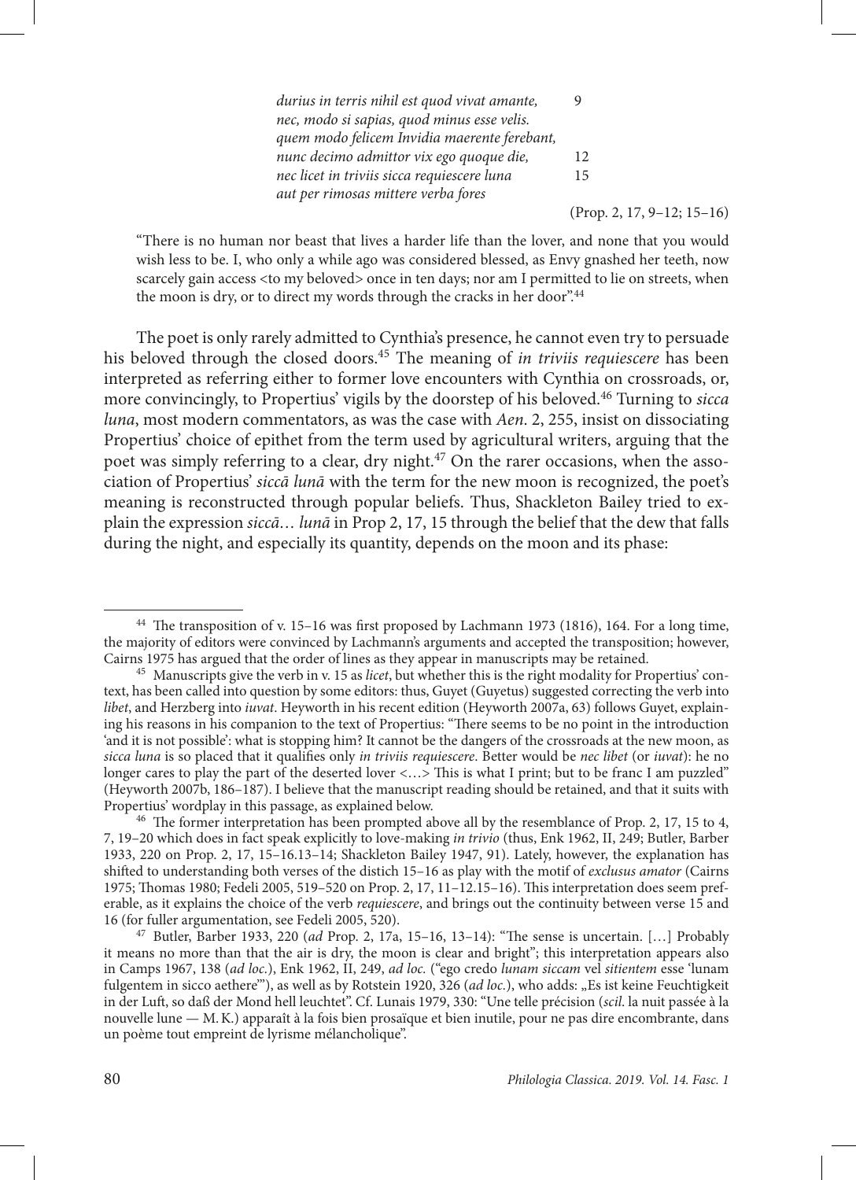*durius in terris nihil est quod vivat amante,* 9
*nec, modo si sapias, quod minus esse velis.*
*quem modo felicem Invidia maerente ferebant,*
*nunc decimo admittor vix ego quoque die,* 12
*nec licet in triviis sicca requiescere luna* 15
*aut per rimosas mittere verba fores*

(Prop. 2, 17, 9–12; 15–16)

"There is no human nor beast that lives a harder life than the lover, and none that you would wish less to be. I, who only a while ago was considered blessed, as Envy gnashed her teeth, now scarcely gain access <to my beloved> once in ten days; nor am I permitted to lie on streets, when the moon is dry, or to direct my words through the cracks in her door".[44]

The poet is only rarely admitted to Cynthia's presence, he cannot even try to persuade his beloved through the closed doors.[45] The meaning of *in triviis requiescere* has been interpreted as referring either to former love encounters with Cynthia on crossroads, or, more convincingly, to Propertius' vigils by the doorstep of his beloved.[46] Turning to *sicca luna*, most modern commentators, as was the case with *Aen*. 2, 255, insist on dissociating Propertius' choice of epithet from the term used by agricultural writers, arguing that the poet was simply referring to a clear, dry night.[47] On the rarer occasions, when the association of Propertius' *siccā lunā* with the term for the new moon is recognized, the poet's meaning is reconstructed through popular beliefs. Thus, Shackleton Bailey tried to explain the expression *siccā… lunā* in Prop 2, 17, 15 through the belief that the dew that falls during the night, and especially its quantity, depends on the moon and its phase:

---

[44] The transposition of v. 15–16 was first proposed by Lachmann 1973 (1816), 164. For a long time, the majority of editors were convinced by Lachmann's arguments and accepted the transposition; however, Cairns 1975 has argued that the order of lines as they appear in manuscripts may be retained.

[45] Manuscripts give the verb in v. 15 as *licet*, but whether this is the right modality for Propertius' context, has been called into question by some editors: thus, Guyet (Guyetus) suggested correcting the verb into *libet*, and Herzberg into *iuvat*. Heyworth in his recent edition (Heyworth 2007a, 63) follows Guyet, explaining his reasons in his companion to the text of Propertius: "There seems to be no point in the introduction 'and it is not possible': what is stopping him? It cannot be the dangers of the crossroads at the new moon, as *sicca luna* is so placed that it qualifies only *in triviis requiescere*. Better would be *nec libet* (or *iuvat*): he no longer cares to play the part of the deserted lover <…> This is what I print; but to be franc I am puzzled" (Heyworth 2007b, 186–187). I believe that the manuscript reading should be retained, and that it suits with Propertius' wordplay in this passage, as explained below.

[46] The former interpretation has been prompted above all by the resemblance of Prop. 2, 17, 15 to 4, 7, 19–20 which does in fact speak explicitly to love-making *in trivio* (thus, Enk 1962, II, 249; Butler, Barber 1933, 220 on Prop. 2, 17, 15–16.13–14; Shackleton Bailey 1947, 91). Lately, however, the explanation has shifted to understanding both verses of the distich 15–16 as play with the motif of *exclusus amator* (Cairns 1975; Thomas 1980; Fedeli 2005, 519–520 on Prop. 2, 17, 11–12.15–16). This interpretation does seem preferable, as it explains the choice of the verb *requiescere*, and brings out the continuity between verse 15 and 16 (for fuller argumentation, see Fedeli 2005, 520).

[47] Butler, Barber 1933, 220 (*ad* Prop. 2, 17a, 15–16, 13–14): "The sense is uncertain. […] Probably it means no more than that the air is dry, the moon is clear and bright"; this interpretation appears also in Camps 1967, 138 (*ad loc.*), Enk 1962, II, 249, *ad loc.* ("ego credo *lunam siccam* vel *sitientem* esse 'lunam fulgentem in sicco aethere'"), as well as by Rotstein 1920, 326 (*ad loc.*), who adds: „Es ist keine Feuchtigkeit in der Luft, so daß der Mond hell leuchtet". Cf. Lunais 1979, 330: "Une telle précision (*scil.* la nuit passée à la nouvelle lune — M. K.) apparaît à la fois bien prosaïque et bien inutile, pour ne pas dire encombrante, dans un poème tout empreint de lyrisme mélancholique".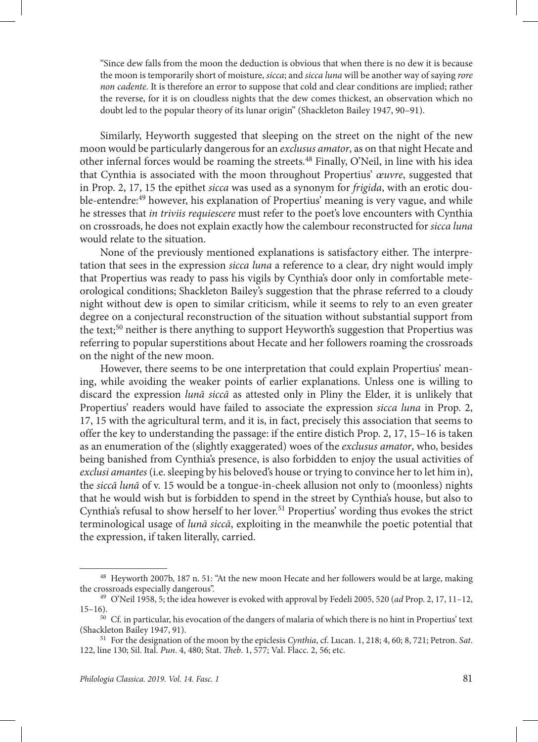> "Since dew falls from the moon the deduction is obvious that when there is no dew it is because the moon is temporarily short of moisture, *sicca*; and *sicca luna* will be another way of saying *rore non cadente*. It is therefore an error to suppose that cold and clear conditions are implied; rather the reverse, for it is on cloudless nights that the dew comes thickest, an observation which no doubt led to the popular theory of its lunar origin" (Shackleton Bailey 1947, 90–91).

Similarly, Heyworth suggested that sleeping on the street on the night of the new moon would be particularly dangerous for an *exclusus amator*, as on that night Hecate and other infernal forces would be roaming the streets.[48] Finally, O'Neil, in line with his idea that Cynthia is associated with the moon throughout Propertius' *œuvre*, suggested that in Prop. 2, 17, 15 the epithet *sicca* was used as a synonym for *frigida*, with an erotic double-entendre:[49] however, his explanation of Propertius' meaning is very vague, and while he stresses that *in triviis requiescere* must refer to the poet's love encounters with Cynthia on crossroads, he does not explain exactly how the calembour reconstructed for *sicca luna* would relate to the situation.

None of the previously mentioned explanations is satisfactory either. The interpretation that sees in the expression *sicca luna* a reference to a clear, dry night would imply that Propertius was ready to pass his vigils by Cynthia's door only in comfortable meteorological conditions; Shackleton Bailey's suggestion that the phrase referred to a cloudy night without dew is open to similar criticism, while it seems to rely to an even greater degree on a conjectural reconstruction of the situation without substantial support from the text;[50] neither is there anything to support Heyworth's suggestion that Propertius was referring to popular superstitions about Hecate and her followers roaming the crossroads on the night of the new moon.

However, there seems to be one interpretation that could explain Propertius' meaning, while avoiding the weaker points of earlier explanations. Unless one is willing to discard the expression *lunā siccā* as attested only in Pliny the Elder, it is unlikely that Propertius' readers would have failed to associate the expression *sicca luna* in Prop. 2, 17, 15 with the agricultural term, and it is, in fact, precisely this association that seems to offer the key to understanding the passage: if the entire distich Prop. 2, 17, 15–16 is taken as an enumeration of the (slightly exaggerated) woes of the *exclusus amator*, who, besides being banished from Cynthia's presence, is also forbidden to enjoy the usual activities of *exclusi amantes* (i.e. sleeping by his beloved's house or trying to convince her to let him in), the *siccā lunā* of v. 15 would be a tongue-in-cheek allusion not only to (moonless) nights that he would wish but is forbidden to spend in the street by Cynthia's house, but also to Cynthia's refusal to show herself to her lover.[51] Propertius' wording thus evokes the strict terminological usage of *lunā siccā*, exploiting in the meanwhile the poetic potential that the expression, if taken literally, carried.

---

[48] Heyworth 2007b, 187 n. 51: "At the new moon Hecate and her followers would be at large, making the crossroads especially dangerous".

[49] O'Neil 1958, 5; the idea however is evoked with approval by Fedeli 2005, 520 (*ad* Prop. 2, 17, 11–12, 15–16).

[50] Cf. in particular, his evocation of the dangers of malaria of which there is no hint in Propertius' text (Shackleton Bailey 1947, 91).

[51] For the designation of the moon by the epiclesis *Cynthia*, cf. Lucan. 1, 218; 4, 60; 8, 721; Petron. *Sat*. 122, line 130; Sil. Ital. *Pun*. 4, 480; Stat. *Theb*. 1, 577; Val. Flacc. 2, 56; etc.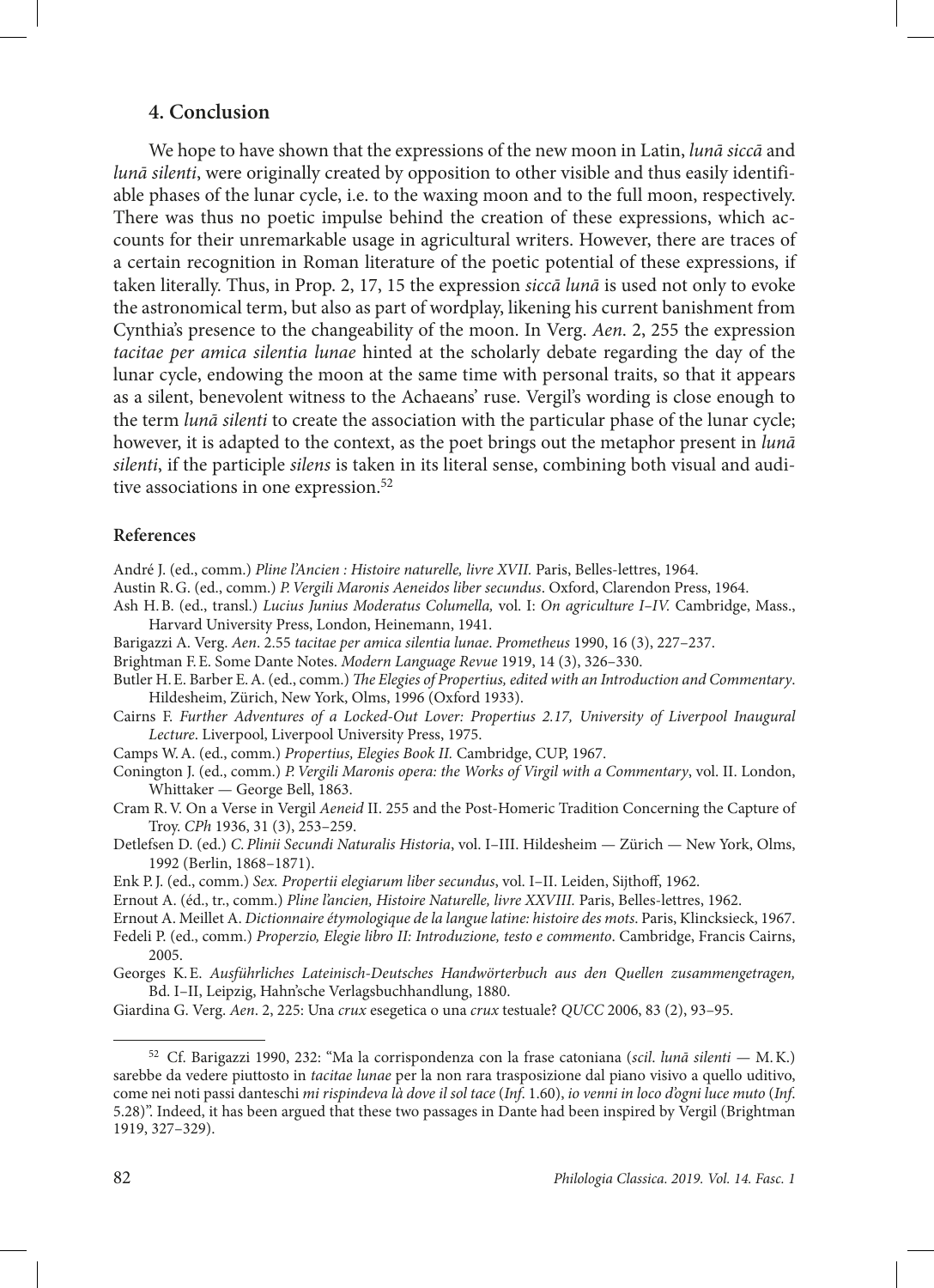## 4. Conclusion

We hope to have shown that the expressions of the new moon in Latin, *lunā siccā* and *lunā silenti*, were originally created by opposition to other visible and thus easily identifiable phases of the lunar cycle, i.e. to the waxing moon and to the full moon, respectively. There was thus no poetic impulse behind the creation of these expressions, which accounts for their unremarkable usage in agricultural writers. However, there are traces of a certain recognition in Roman literature of the poetic potential of these expressions, if taken literally. Thus, in Prop. 2, 17, 15 the expression *siccā lunā* is used not only to evoke the astronomical term, but also as part of wordplay, likening his current banishment from Cynthia's presence to the changeability of the moon. In Verg. *Aen*. 2, 255 the expression *tacitae per amica silentia lunae* hinted at the scholarly debate regarding the day of the lunar cycle, endowing the moon at the same time with personal traits, so that it appears as a silent, benevolent witness to the Achaeans' ruse. Vergil's wording is close enough to the term *lunā silenti* to create the association with the particular phase of the lunar cycle; however, it is adapted to the context, as the poet brings out the metaphor present in *lunā silenti*, if the participle *silens* is taken in its literal sense, combining both visual and auditive associations in one expression.[52]

### References

André J. (ed., comm.) *Pline l'Ancien : Histoire naturelle, livre XVII.* Paris, Belles-lettres, 1964.

Austin R. G. (ed., comm.) *P. Vergili Maronis Aeneidos liber secundus*. Oxford, Clarendon Press, 1964.

Ash H. B. (ed., transl.) *Lucius Junius Moderatus Columella,* vol. I: *On agriculture I–IV.* Cambridge, Mass., Harvard University Press, London, Heinemann, 1941.

Barigazzi A. Verg. *Aen*. 2.55 *tacitae per amica silentia lunae*. *Prometheus* 1990, 16 (3), 227–237.

Brightman F. E. Some Dante Notes. *Modern Language Revue* 1919, 14 (3), 326–330.

Butler H. E. Barber E. A. (ed., comm.) *The Elegies of Propertius, edited with an Introduction and Commentary*. Hildesheim, Zürich, New York, Olms, 1996 (Oxford 1933).

Cairns F. *Further Adventures of a Locked-Out Lover: Propertius 2.17, University of Liverpool Inaugural Lecture*. Liverpool, Liverpool University Press, 1975.

Camps W. A. (ed., comm.) *Propertius, Elegies Book II.* Cambridge, CUP, 1967.

Conington J. (ed., comm.) *P. Vergili Maronis opera: the Works of Virgil with a Commentary*, vol. II. London, Whittaker — George Bell, 1863.

Cram R. V. On a Verse in Vergil *Aeneid* II. 255 and the Post-Homeric Tradition Concerning the Capture of Troy. *CPh* 1936, 31 (3), 253–259.

Detlefsen D. (ed.) *C. Plinii Secundi Naturalis Historia*, vol. I–III. Hildesheim — Zürich — New York, Olms, 1992 (Berlin, 1868–1871).

Enk P. J. (ed., comm.) *Sex. Propertii elegiarum liber secundus*, vol. I–II. Leiden, Sijthoff, 1962.

Ernout A. (éd., tr., comm.) *Pline l'ancien, Histoire Naturelle, livre XXVIII.* Paris, Belles-lettres, 1962.

Ernout A. Meillet A. *Dictionnaire étymologique de la langue latine: histoire des mots*. Paris, Klincksieck, 1967.

Fedeli P. (ed., comm.) *Properzio, Elegie libro II: Introduzione, testo e commento*. Cambridge, Francis Cairns, 2005.

Georges K. E. *Ausführliches Lateinisch-Deutsches Handwörterbuch aus den Quellen zusammengetragen,* Bd. I–II, Leipzig, Hahn'sche Verlagsbuchhandlung, 1880.

Giardina G. Verg. *Aen*. 2, 225: Una *crux* esegetica o una *crux* testuale? *QUCC* 2006, 83 (2), 93–95.

---

[52] Cf. Barigazzi 1990, 232: "Ma la corrispondenza con la frase catoniana (*scil*. *lunā silenti* — M. K.) sarebbe da vedere piuttosto in *tacitae lunae* per la non rara trasposizione dal piano visivo a quello uditivo, come nei noti passi danteschi *mi rispindeva là dove il sol tace* (*Inf*. 1.60), *io venni in loco d'ogni luce muto* (*Inf*. 5.28)". Indeed, it has been argued that these two passages in Dante had been inspired by Vergil (Brightman 1919, 327–329).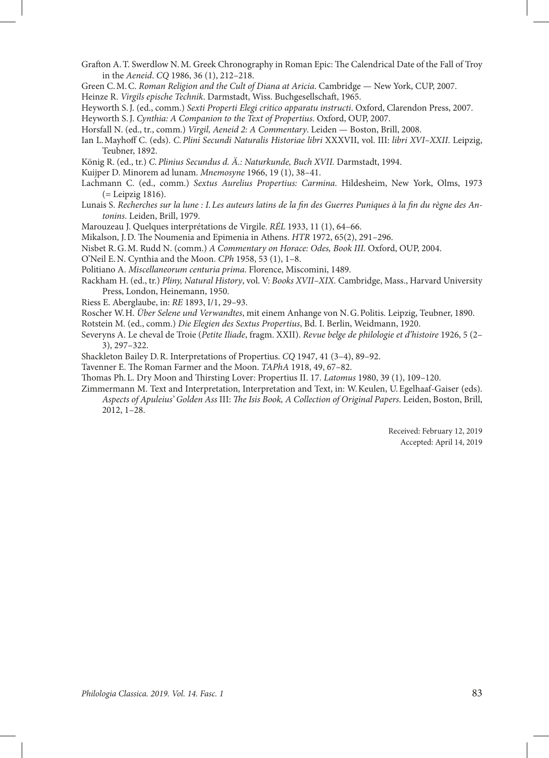Grafton A. T. Swerdlow N. M. Greek Chronography in Roman Epic: The Calendrical Date of the Fall of Troy in the *Aeneid*. *CQ* 1986, 36 (1), 212–218.

Green C. M. C. *Roman Religion and the Cult of Diana at Aricia*. Cambridge — New York, CUP, 2007.

Heinze R. *Virgils epische Technik*. Darmstadt, Wiss. Buchgesellschaft, 1965.

Heyworth S. J. (ed., comm.) *Sexti Properti Elegi critico apparatu instructi*. Oxford, Clarendon Press, 2007.

Heyworth S. J. *Cynthia: A Companion to the Text of Propertius*. Oxford, OUP, 2007.

Horsfall N. (ed., tr., comm.) *Virgil, Aeneid 2: A Commentary*. Leiden — Boston, Brill, 2008.

Ian L. Mayhoff C. (eds). *C. Plini Secundi Naturalis Historiae libri* XXXVII, vol. III: *libri XVI–XXII*. Leipzig, Teubner, 1892.

König R. (ed., tr.) *C. Plinius Secundus d. Ä.: Naturkunde, Buch XVII*. Darmstadt, 1994.

Kuijper D. Minorem ad lunam. *Mnemosyne* 1966, 19 (1), 38–41.

Lachmann C. (ed., comm.) *Sextus Aurelius Propertius: Carmina*. Hildesheim, New York, Olms, 1973 (= Leipzig 1816).

Lunais S. *Recherches sur la lune : I. Les auteurs latins de la fin des Guerres Puniques à la fin du règne des Antonins*. Leiden, Brill, 1979.

Marouzeau J. Quelques interprétations de Virgile. *RÉL* 1933, 11 (1), 64–66.

Mikalson, J. D. The Noumenia and Epimenia in Athens. *HTR* 1972, 65(2), 291–296.

Nisbet R. G. M. Rudd N. (comm.) *A Commentary on Horace: Odes, Book III*. Oxford, OUP, 2004.

O'Neil E. N. Cynthia and the Moon. *CPh* 1958, 53 (1), 1–8.

Politiano A. *Miscellaneorum centuria prima*. Florence, Miscomini, 1489.

Rackham H. (ed., tr.) *Pliny, Natural History*, vol. V: *Books XVII–XIX*. Cambridge, Mass., Harvard University Press, London, Heinemann, 1950.

Riess E. Aberglaube, in: *RE* 1893, I/1, 29–93.

Roscher W. H. *Über Selene und Verwandtes*, mit einem Anhange von N. G. Politis. Leipzig, Teubner, 1890.

Rotstein M. (ed., comm.) *Die Elegien des Sextus Propertius*, Bd. I. Berlin, Weidmann, 1920.

Severyns A. Le cheval de Troie (*Petite Iliade*, fragm. XXII). *Revue belge de philologie et d'histoire* 1926, 5 (2–3), 297–322.

Shackleton Bailey D. R. Interpretations of Propertius. *CQ* 1947, 41 (3–4), 89–92.

Tavenner E. The Roman Farmer and the Moon. *TAPhA* 1918, 49, 67–82.

Thomas Ph. L. Dry Moon and Thirsting Lover: Propertius II. 17. *Latomus* 1980, 39 (1), 109–120.

Zimmermann M. Text and Interpretation, Interpretation and Text, in: W. Keulen, U. Egelhaaf-Gaiser (eds). *Aspects of Apuleius' Golden Ass* III: *The Isis Book, A Collection of Original Papers*. Leiden, Boston, Brill, 2012, 1–28.

Received: February 12, 2019
Accepted: April 14, 2019